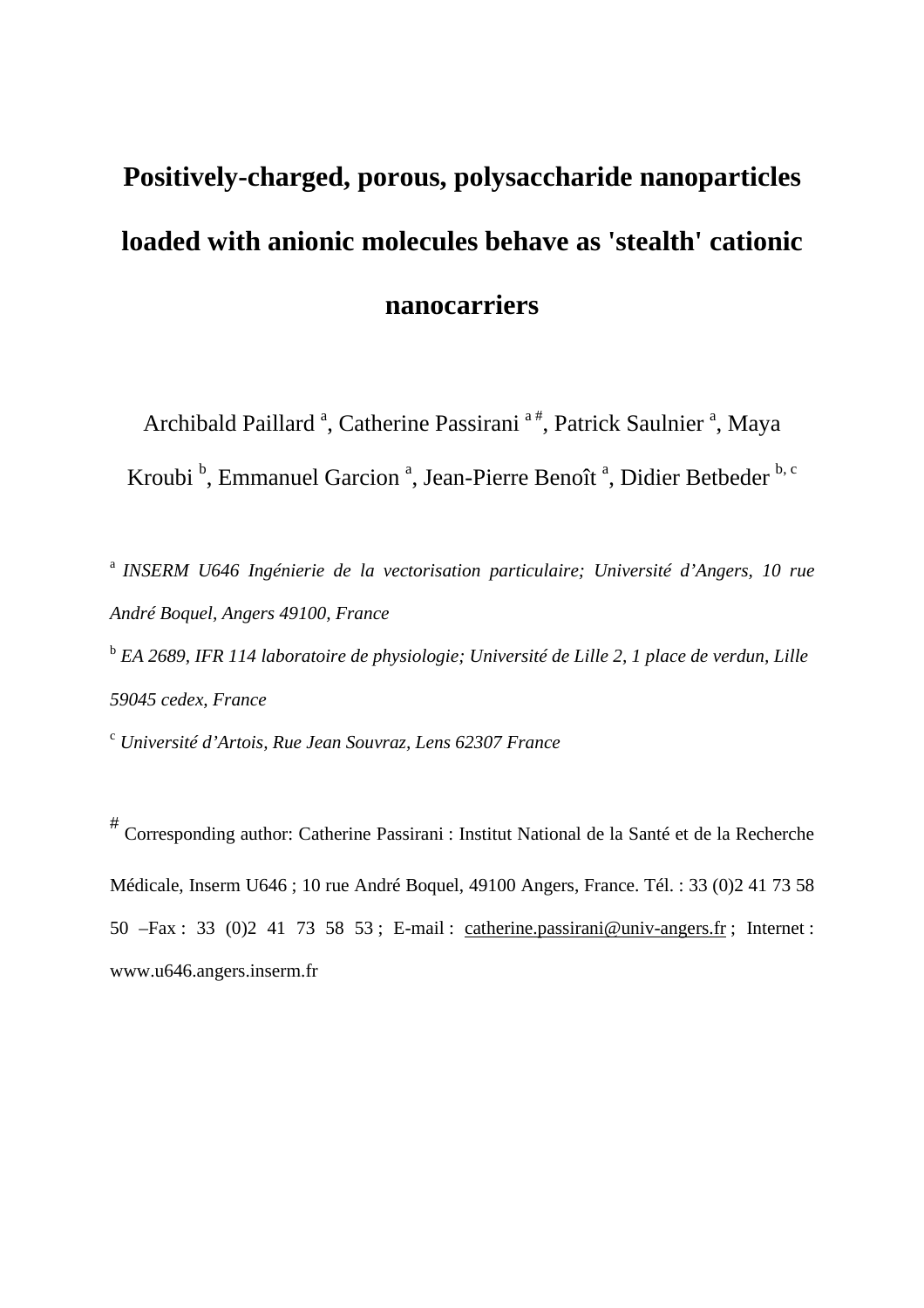# Positively-charged, porous, polysaccharide nanoparticles loaded with anionic molecules behave as 'stealth' cationic nanocarriers

Archibald Paillard [a], Catherine Passirani [a #], Patrick Saulnier [a], Maya Kroubi [b], Emmanuel Garcion [a], Jean-Pierre Benoît [a], Didier Betbeder [b, c]

[a] *INSERM U646 Ingénierie de la vectorisation particulaire; Université d'Angers, 10 rue André Boquel, Angers 49100, France*

[b] *EA 2689, IFR 114 laboratoire de physiologie; Université de Lille 2, 1 place de verdun, Lille 59045 cedex, France*

[c] *Université d'Artois, Rue Jean Souvraz, Lens 62307 France*

[#] Corresponding author: Catherine Passirani : Institut National de la Santé et de la Recherche Médicale, Inserm U646 ; 10 rue André Boquel, 49100 Angers, France. Tél. : 33 (0)2 41 73 58 50 –Fax : 33 (0)2 41 73 58 53 ; E-mail : catherine.passirani@univ-angers.fr ; Internet : www.u646.angers.inserm.fr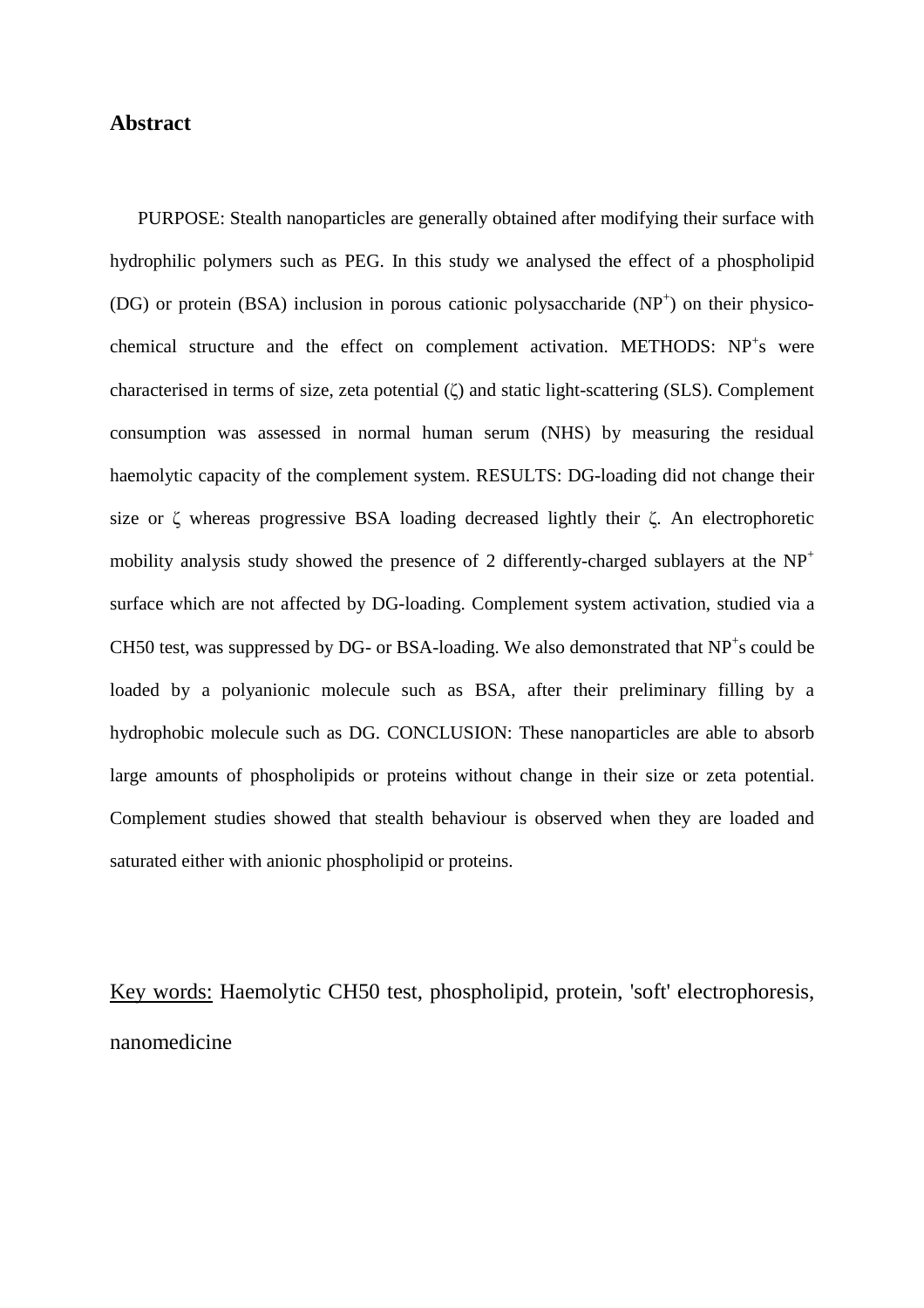## Abstract

PURPOSE: Stealth nanoparticles are generally obtained after modifying their surface with hydrophilic polymers such as PEG. In this study we analysed the effect of a phospholipid (DG) or protein (BSA) inclusion in porous cationic polysaccharide ($NP^+$) on their physico-chemical structure and the effect on complement activation. METHODS: $NP^+$s were characterised in terms of size, zeta potential ($\zeta$) and static light-scattering (SLS). Complement consumption was assessed in normal human serum (NHS) by measuring the residual haemolytic capacity of the complement system. RESULTS: DG-loading did not change their size or $\zeta$ whereas progressive BSA loading decreased lightly their $\zeta$. An electrophoretic mobility analysis study showed the presence of 2 differently-charged sublayers at the $NP^+$ surface which are not affected by DG-loading. Complement system activation, studied via a CH50 test, was suppressed by DG- or BSA-loading. We also demonstrated that $NP^+$s could be loaded by a polyanionic molecule such as BSA, after their preliminary filling by a hydrophobic molecule such as DG. CONCLUSION: These nanoparticles are able to absorb large amounts of phospholipids or proteins without change in their size or zeta potential. Complement studies showed that stealth behaviour is observed when they are loaded and saturated either with anionic phospholipid or proteins.

Key words: Haemolytic CH50 test, phospholipid, protein, 'soft' electrophoresis, nanomedicine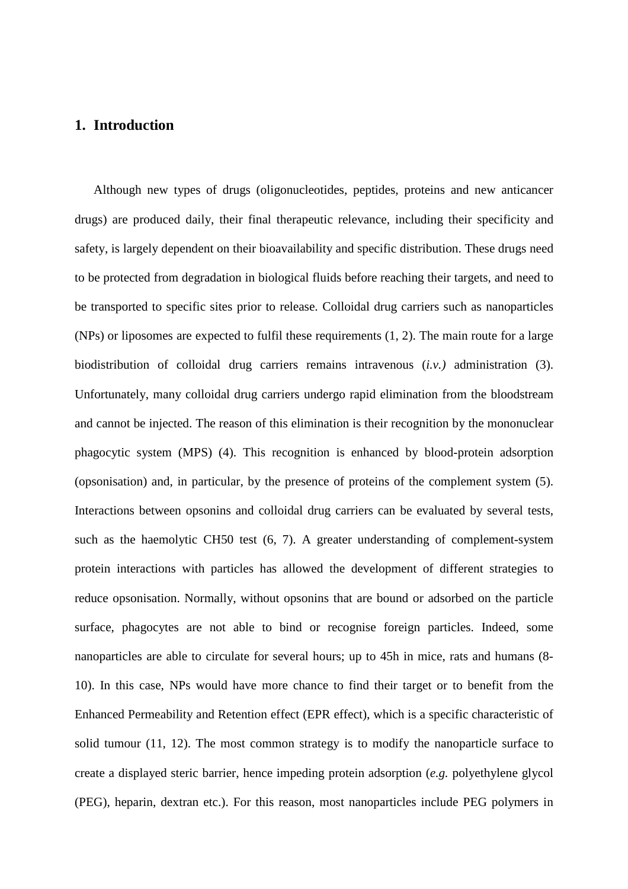## 1. Introduction

Although new types of drugs (oligonucleotides, peptides, proteins and new anticancer drugs) are produced daily, their final therapeutic relevance, including their specificity and safety, is largely dependent on their bioavailability and specific distribution. These drugs need to be protected from degradation in biological fluids before reaching their targets, and need to be transported to specific sites prior to release. Colloidal drug carriers such as nanoparticles (NPs) or liposomes are expected to fulfil these requirements (1, 2). The main route for a large biodistribution of colloidal drug carriers remains intravenous (*i.v.)* administration (3). Unfortunately, many colloidal drug carriers undergo rapid elimination from the bloodstream and cannot be injected. The reason of this elimination is their recognition by the mononuclear phagocytic system (MPS) (4). This recognition is enhanced by blood-protein adsorption (opsonisation) and, in particular, by the presence of proteins of the complement system (5). Interactions between opsonins and colloidal drug carriers can be evaluated by several tests, such as the haemolytic CH50 test (6, 7). A greater understanding of complement-system protein interactions with particles has allowed the development of different strategies to reduce opsonisation. Normally, without opsonins that are bound or adsorbed on the particle surface, phagocytes are not able to bind or recognise foreign particles. Indeed, some nanoparticles are able to circulate for several hours; up to 45h in mice, rats and humans (8-10). In this case, NPs would have more chance to find their target or to benefit from the Enhanced Permeability and Retention effect (EPR effect), which is a specific characteristic of solid tumour (11, 12). The most common strategy is to modify the nanoparticle surface to create a displayed steric barrier, hence impeding protein adsorption (*e.g.* polyethylene glycol (PEG), heparin, dextran etc.). For this reason, most nanoparticles include PEG polymers in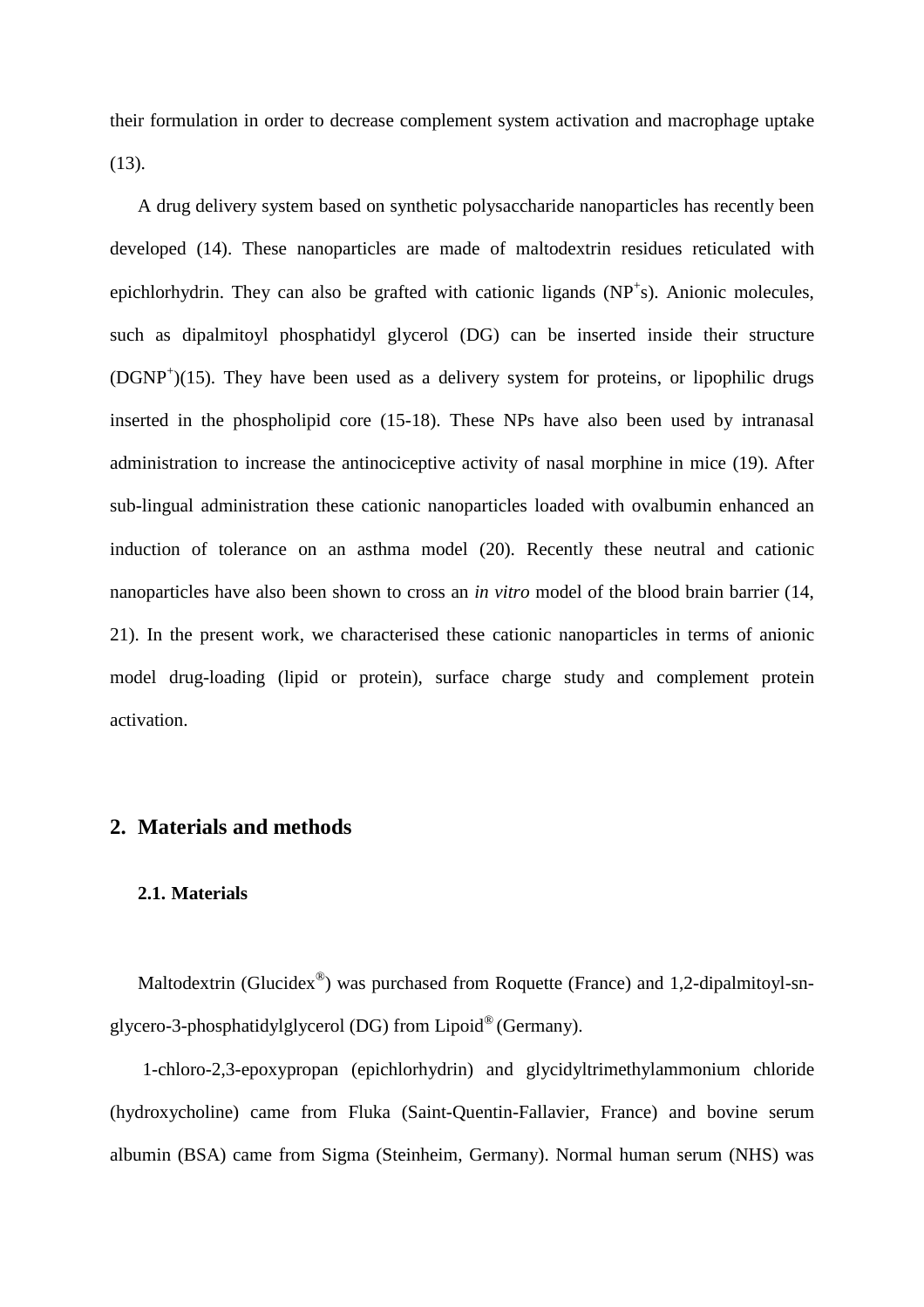their formulation in order to decrease complement system activation and macrophage uptake (13).

A drug delivery system based on synthetic polysaccharide nanoparticles has recently been developed (14). These nanoparticles are made of maltodextrin residues reticulated with epichlorhydrin. They can also be grafted with cationic ligands ($NP^{+}$s). Anionic molecules, such as dipalmitoyl phosphatidyl glycerol (DG) can be inserted inside their structure ($DGNP^{+}$)(15). They have been used as a delivery system for proteins, or lipophilic drugs inserted in the phospholipid core (15-18). These NPs have also been used by intranasal administration to increase the antinociceptive activity of nasal morphine in mice (19). After sub-lingual administration these cationic nanoparticles loaded with ovalbumin enhanced an induction of tolerance on an asthma model (20). Recently these neutral and cationic nanoparticles have also been shown to cross an *in vitro* model of the blood brain barrier (14, 21). In the present work, we characterised these cationic nanoparticles in terms of anionic model drug-loading (lipid or protein), surface charge study and complement protein activation.

## 2. Materials and methods

### 2.1. Materials

Maltodextrin (Glucidex®) was purchased from Roquette (France) and 1,2-dipalmitoyl-sn-glycero-3-phosphatidylglycerol (DG) from Lipoid® (Germany).

1-chloro-2,3-epoxypropan (epichlorhydrin) and glycidyltrimethylammonium chloride (hydroxycholine) came from Fluka (Saint-Quentin-Fallavier, France) and bovine serum albumin (BSA) came from Sigma (Steinheim, Germany). Normal human serum (NHS) was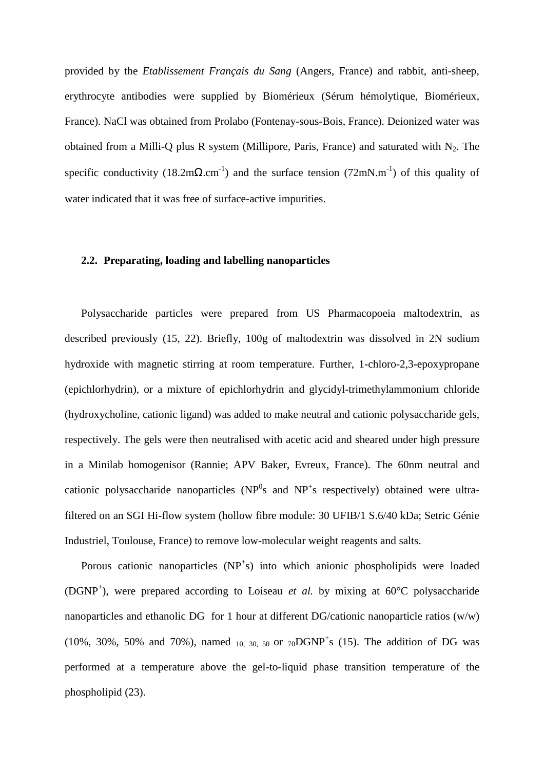provided by the *Etablissement Français du Sang* (Angers, France) and rabbit, anti-sheep, erythrocyte antibodies were supplied by Biomérieux (Sérum hémolytique, Biomérieux, France). NaCl was obtained from Prolabo (Fontenay-sous-Bois, France). Deionized water was obtained from a Milli-Q plus R system (Millipore, Paris, France) and saturated with $N_2$. The specific conductivity (18.2m$\Omega$.cm$^{-1}$) and the surface tension (72mN.m$^{-1}$) of this quality of water indicated that it was free of surface-active impurities.

### 2.2. Preparating, loading and labelling nanoparticles

Polysaccharide particles were prepared from US Pharmacopoeia maltodextrin, as described previously (15, 22). Briefly, 100g of maltodextrin was dissolved in 2N sodium hydroxide with magnetic stirring at room temperature. Further, 1-chloro-2,3-epoxypropane (epichlorhydrin), or a mixture of epichlorhydrin and glycidyl-trimethylammonium chloride (hydroxycholine, cationic ligand) was added to make neutral and cationic polysaccharide gels, respectively. The gels were then neutralised with acetic acid and sheared under high pressure in a Minilab homogenisor (Rannie; APV Baker, Evreux, France). The 60nm neutral and cationic polysaccharide nanoparticles ($NP^0$s and $NP^+$s respectively) obtained were ultra-filtered on an SGI Hi-flow system (hollow fibre module: 30 UFIB/1 S.6/40 kDa; Setric Génie Industriel, Toulouse, France) to remove low-molecular weight reagents and salts.

Porous cationic nanoparticles ($NP^+$s) into which anionic phospholipids were loaded ($DGNP^+$), were prepared according to Loiseau *et al.* by mixing at 60°C polysaccharide nanoparticles and ethanolic DG for 1 hour at different DG/cationic nanoparticle ratios (w/w) (10%, 30%, 50% and 70%), named $_{10,\ 30,\ 50}$ or $_{70}DGNP^+$s (15). The addition of DG was performed at a temperature above the gel-to-liquid phase transition temperature of the phospholipid (23).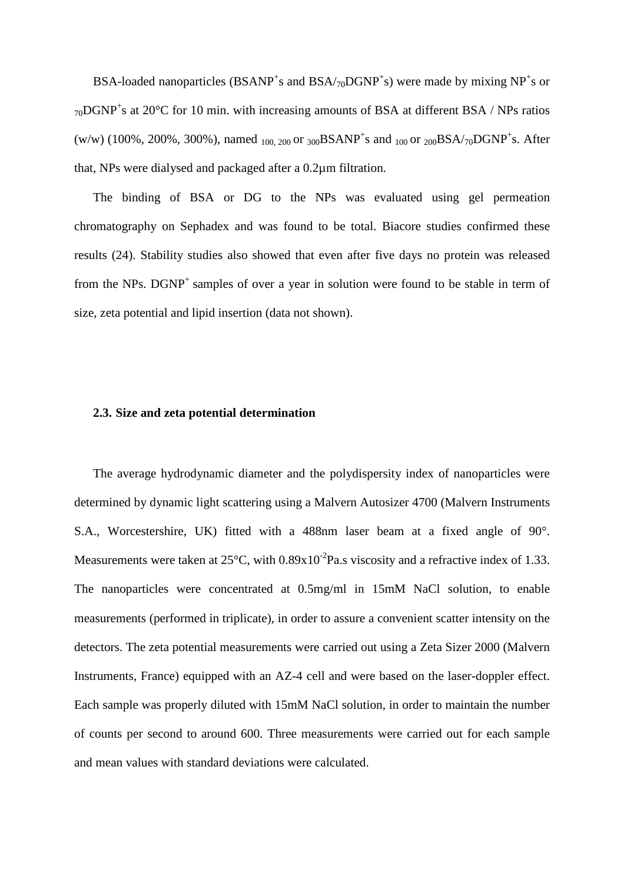BSA-loaded nanoparticles (BSANP$^+$s and BSA/$_{70}$DGNP$^+$s) were made by mixing NP$^+$s or $_{70}$DGNP$^+$s at 20°C for 10 min. with increasing amounts of BSA at different BSA / NPs ratios (w/w) (100%, 200%, 300%), named $_{100,\ 200}$ or $_{300}$BSANP$^+$s and $_{100}$ or $_{200}$BSA/$_{70}$DGNP$^+$s. After that, NPs were dialysed and packaged after a 0.2µm filtration.

The binding of BSA or DG to the NPs was evaluated using gel permeation chromatography on Sephadex and was found to be total. Biacore studies confirmed these results (24). Stability studies also showed that even after five days no protein was released from the NPs. DGNP$^+$ samples of over a year in solution were found to be stable in term of size, zeta potential and lipid insertion (data not shown).

### 2.3. Size and zeta potential determination

The average hydrodynamic diameter and the polydispersity index of nanoparticles were determined by dynamic light scattering using a Malvern Autosizer 4700 (Malvern Instruments S.A., Worcestershire, UK) fitted with a 488nm laser beam at a fixed angle of 90°. Measurements were taken at 25°C, with $0.89 \times 10^{-2}$Pa.s viscosity and a refractive index of 1.33. The nanoparticles were concentrated at 0.5mg/ml in 15mM NaCl solution, to enable measurements (performed in triplicate), in order to assure a convenient scatter intensity on the detectors. The zeta potential measurements were carried out using a Zeta Sizer 2000 (Malvern Instruments, France) equipped with an AZ-4 cell and were based on the laser-doppler effect. Each sample was properly diluted with 15mM NaCl solution, in order to maintain the number of counts per second to around 600. Three measurements were carried out for each sample and mean values with standard deviations were calculated.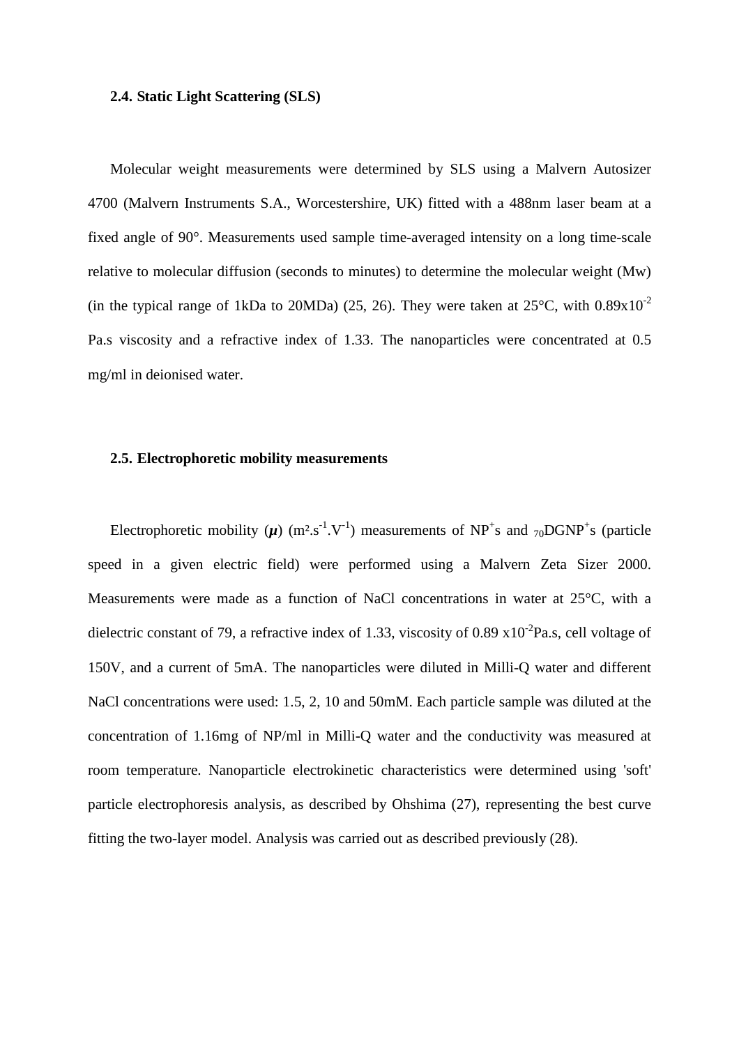### 2.4. Static Light Scattering (SLS)

Molecular weight measurements were determined by SLS using a Malvern Autosizer 4700 (Malvern Instruments S.A., Worcestershire, UK) fitted with a 488nm laser beam at a fixed angle of 90°. Measurements used sample time-averaged intensity on a long time-scale relative to molecular diffusion (seconds to minutes) to determine the molecular weight (Mw) (in the typical range of 1kDa to 20MDa) (25, 26). They were taken at 25°C, with $0.89 \times 10^{-2}$ Pa.s viscosity and a refractive index of 1.33. The nanoparticles were concentrated at 0.5 mg/ml in deionised water.

### 2.5. Electrophoretic mobility measurements

Electrophoretic mobility ($\boldsymbol{\mu}$) ($m^2.s^{-1}.V^{-1}$) measurements of $NP^+$s and $_{70}DGNP^+$s (particle speed in a given electric field) were performed using a Malvern Zeta Sizer 2000. Measurements were made as a function of NaCl concentrations in water at 25°C, with a dielectric constant of 79, a refractive index of 1.33, viscosity of $0.89 \times 10^{-2}$Pa.s, cell voltage of 150V, and a current of 5mA. The nanoparticles were diluted in Milli-Q water and different NaCl concentrations were used: 1.5, 2, 10 and 50mM. Each particle sample was diluted at the concentration of 1.16mg of NP/ml in Milli-Q water and the conductivity was measured at room temperature. Nanoparticle electrokinetic characteristics were determined using 'soft' particle electrophoresis analysis, as described by Ohshima (27), representing the best curve fitting the two-layer model. Analysis was carried out as described previously (28).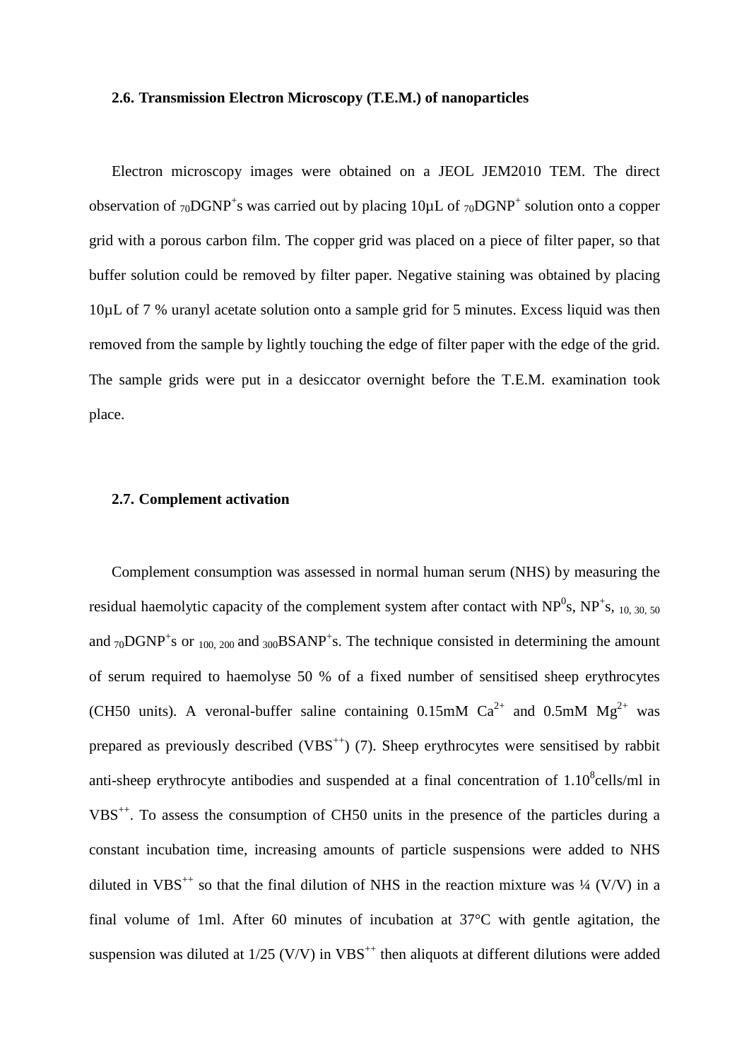### 2.6. Transmission Electron Microscopy (T.E.M.) of nanoparticles

Electron microscopy images were obtained on a JEOL JEM2010 TEM. The direct observation of $_{70}$DGNP$^{+}$s was carried out by placing 10µL of $_{70}$DGNP$^{+}$ solution onto a copper grid with a porous carbon film. The copper grid was placed on a piece of filter paper, so that buffer solution could be removed by filter paper. Negative staining was obtained by placing 10µL of 7 % uranyl acetate solution onto a sample grid for 5 minutes. Excess liquid was then removed from the sample by lightly touching the edge of filter paper with the edge of the grid. The sample grids were put in a desiccator overnight before the T.E.M. examination took place.

### 2.7. Complement activation

Complement consumption was assessed in normal human serum (NHS) by measuring the residual haemolytic capacity of the complement system after contact with NP$^{0}$s, NP$^{+}$s, $_{10,\ 30,\ 50}$ and $_{70}$DGNP$^{+}$s or $_{100,\ 200}$ and $_{300}$BSANP$^{+}$s. The technique consisted in determining the amount of serum required to haemolyse 50 % of a fixed number of sensitised sheep erythrocytes (CH50 units). A veronal-buffer saline containing 0.15mM $Ca^{2+}$ and 0.5mM $Mg^{2+}$ was prepared as previously described (VBS$^{++}$) (7). Sheep erythrocytes were sensitised by rabbit anti-sheep erythrocyte antibodies and suspended at a final concentration of $1.10^{8}$cells/ml in VBS$^{++}$. To assess the consumption of CH50 units in the presence of the particles during a constant incubation time, increasing amounts of particle suspensions were added to NHS diluted in VBS$^{++}$ so that the final dilution of NHS in the reaction mixture was ¼ (V/V) in a final volume of 1ml. After 60 minutes of incubation at 37°C with gentle agitation, the suspension was diluted at 1/25 (V/V) in VBS$^{++}$ then aliquots at different dilutions were added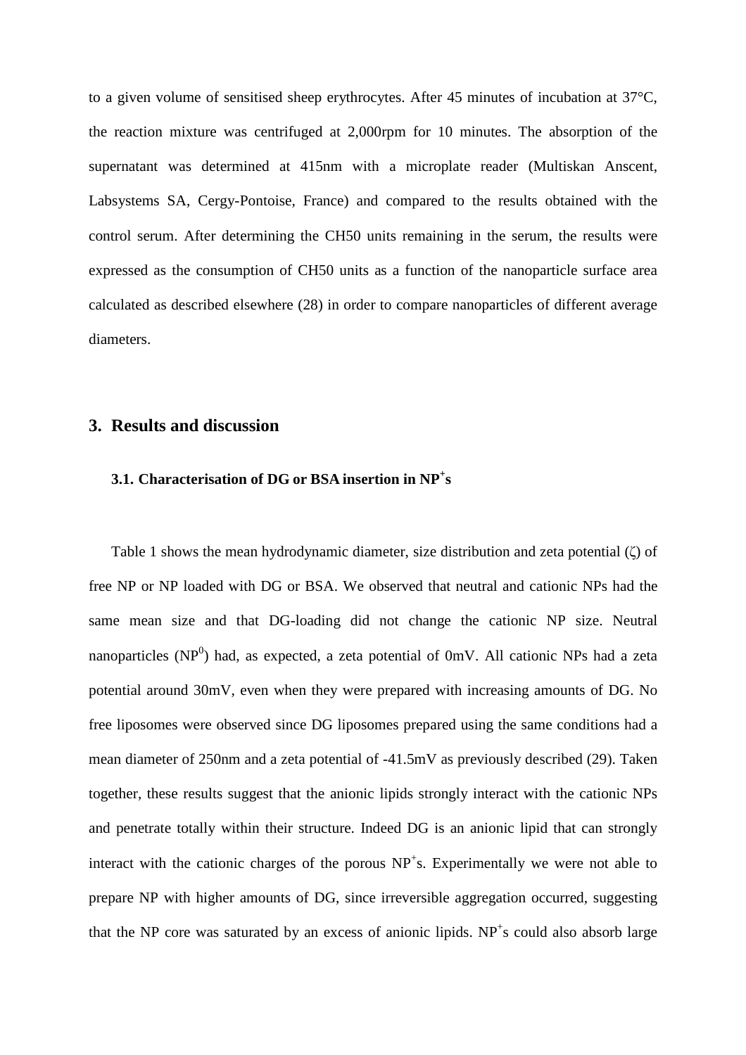to a given volume of sensitised sheep erythrocytes. After 45 minutes of incubation at 37°C, the reaction mixture was centrifuged at 2,000rpm for 10 minutes. The absorption of the supernatant was determined at 415nm with a microplate reader (Multiskan Anscent, Labsystems SA, Cergy-Pontoise, France) and compared to the results obtained with the control serum. After determining the CH50 units remaining in the serum, the results were expressed as the consumption of CH50 units as a function of the nanoparticle surface area calculated as described elsewhere (28) in order to compare nanoparticles of different average diameters.

## 3. Results and discussion

### 3.1. Characterisation of DG or BSA insertion in $NP^+$s

Table 1 shows the mean hydrodynamic diameter, size distribution and zeta potential (ζ) of free NP or NP loaded with DG or BSA. We observed that neutral and cationic NPs had the same mean size and that DG-loading did not change the cationic NP size. Neutral nanoparticles ($NP^0$) had, as expected, a zeta potential of 0mV. All cationic NPs had a zeta potential around 30mV, even when they were prepared with increasing amounts of DG. No free liposomes were observed since DG liposomes prepared using the same conditions had a mean diameter of 250nm and a zeta potential of -41.5mV as previously described (29). Taken together, these results suggest that the anionic lipids strongly interact with the cationic NPs and penetrate totally within their structure. Indeed DG is an anionic lipid that can strongly interact with the cationic charges of the porous $NP^+$s. Experimentally we were not able to prepare NP with higher amounts of DG, since irreversible aggregation occurred, suggesting that the NP core was saturated by an excess of anionic lipids. $NP^+$s could also absorb large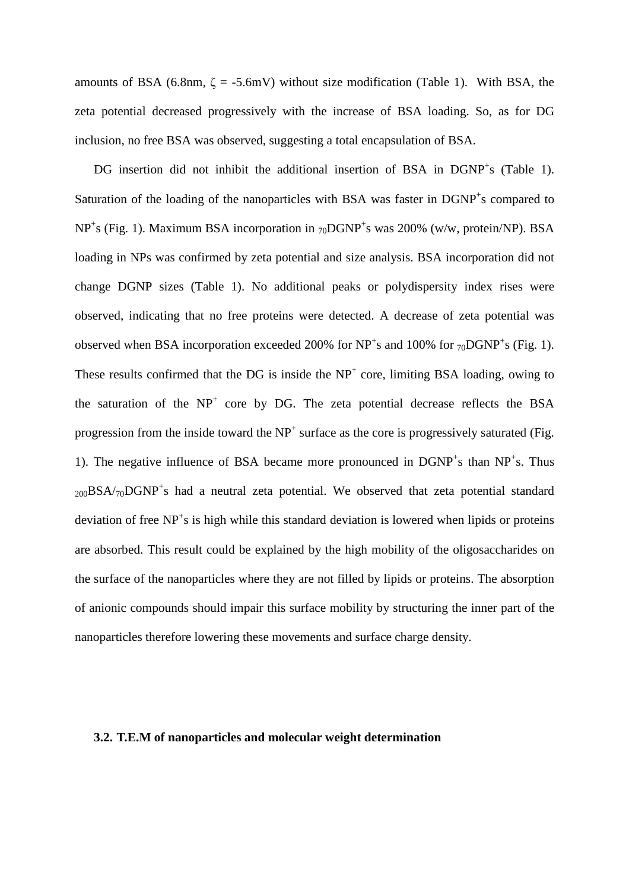amounts of BSA (6.8nm, $\zeta$ = -5.6mV) without size modification (Table 1). With BSA, the zeta potential decreased progressively with the increase of BSA loading. So, as for DG inclusion, no free BSA was observed, suggesting a total encapsulation of BSA.

DG insertion did not inhibit the additional insertion of BSA in $DGNP^{+}$s (Table 1). Saturation of the loading of the nanoparticles with BSA was faster in $DGNP^{+}$s compared to $NP^{+}$s (Fig. 1). Maximum BSA incorporation in $_{70}DGNP^{+}$s was 200% (w/w, protein/NP). BSA loading in NPs was confirmed by zeta potential and size analysis. BSA incorporation did not change DGNP sizes (Table 1). No additional peaks or polydispersity index rises were observed, indicating that no free proteins were detected. A decrease of zeta potential was observed when BSA incorporation exceeded 200% for $NP^{+}$s and 100% for $_{70}DGNP^{+}$s (Fig. 1). These results confirmed that the DG is inside the $NP^{+}$ core, limiting BSA loading, owing to the saturation of the $NP^{+}$ core by DG. The zeta potential decrease reflects the BSA progression from the inside toward the $NP^{+}$ surface as the core is progressively saturated (Fig. 1). The negative influence of BSA became more pronounced in $DGNP^{+}$s than $NP^{+}$s. Thus $_{200}BSA/_{70}DGNP^{+}$s had a neutral zeta potential. We observed that zeta potential standard deviation of free $NP^{+}$s is high while this standard deviation is lowered when lipids or proteins are absorbed. This result could be explained by the high mobility of the oligosaccharides on the surface of the nanoparticles where they are not filled by lipids or proteins. The absorption of anionic compounds should impair this surface mobility by structuring the inner part of the nanoparticles therefore lowering these movements and surface charge density.

### 3.2. T.E.M of nanoparticles and molecular weight determination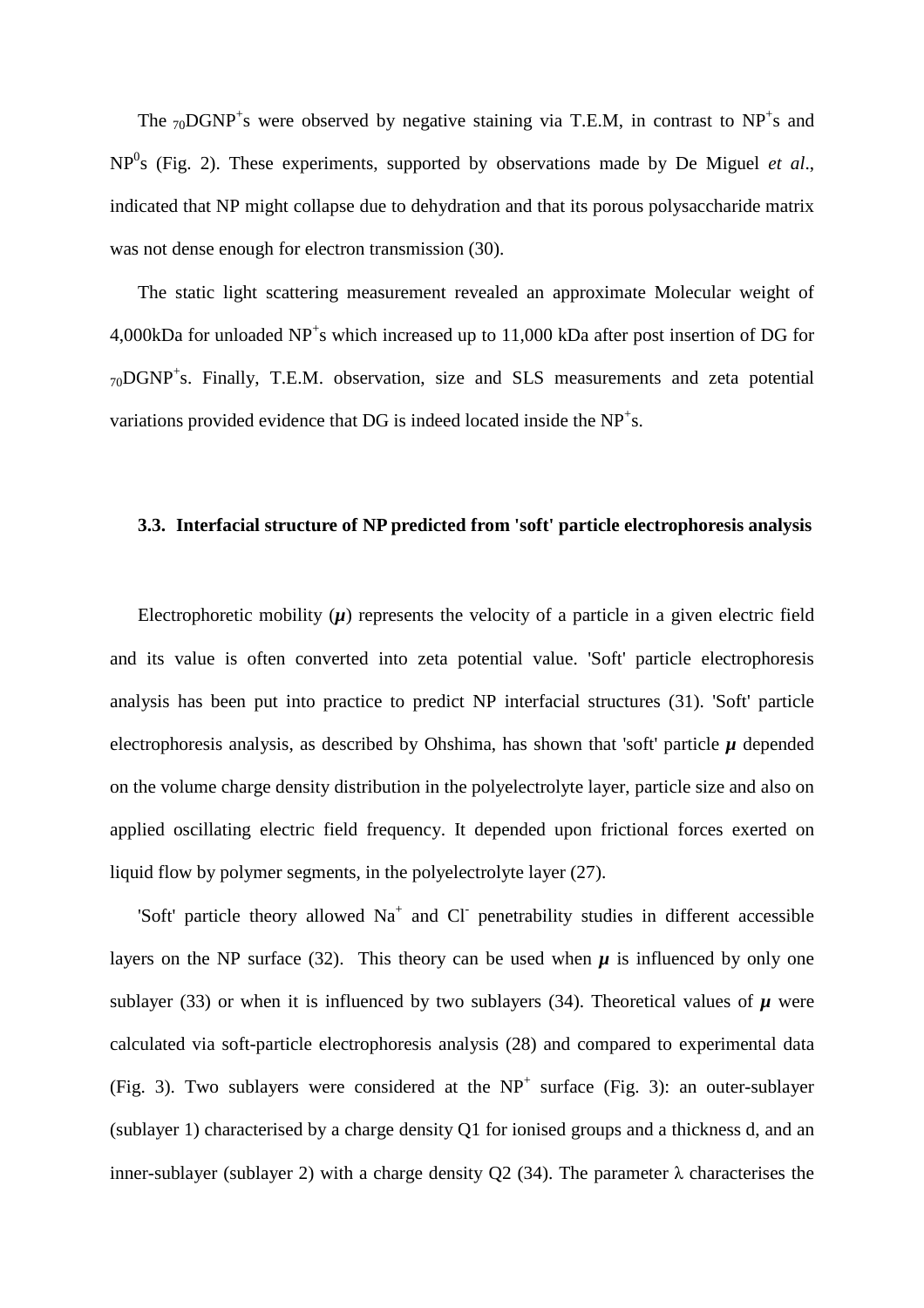The $_{70}DGNP^{+}$s were observed by negative staining via T.E.M, in contrast to $NP^{+}$s and $NP^{0}$s (Fig. 2). These experiments, supported by observations made by De Miguel *et al*., indicated that NP might collapse due to dehydration and that its porous polysaccharide matrix was not dense enough for electron transmission (30).

The static light scattering measurement revealed an approximate Molecular weight of 4,000kDa for unloaded $NP^{+}$s which increased up to 11,000 kDa after post insertion of DG for $_{70}DGNP^{+}$s. Finally, T.E.M. observation, size and SLS measurements and zeta potential variations provided evidence that DG is indeed located inside the $NP^{+}$s.

### 3.3. Interfacial structure of NP predicted from 'soft' particle electrophoresis analysis

Electrophoretic mobility ($\boldsymbol{\mu}$) represents the velocity of a particle in a given electric field and its value is often converted into zeta potential value. 'Soft' particle electrophoresis analysis has been put into practice to predict NP interfacial structures (31). 'Soft' particle electrophoresis analysis, as described by Ohshima, has shown that 'soft' particle $\boldsymbol{\mu}$ depended on the volume charge density distribution in the polyelectrolyte layer, particle size and also on applied oscillating electric field frequency. It depended upon frictional forces exerted on liquid flow by polymer segments, in the polyelectrolyte layer (27).

'Soft' particle theory allowed $Na^{+}$ and $Cl^{-}$ penetrability studies in different accessible layers on the NP surface (32). This theory can be used when $\boldsymbol{\mu}$ is influenced by only one sublayer (33) or when it is influenced by two sublayers (34). Theoretical values of $\boldsymbol{\mu}$ were calculated via soft-particle electrophoresis analysis (28) and compared to experimental data (Fig. 3). Two sublayers were considered at the $NP^{+}$ surface (Fig. 3): an outer-sublayer (sublayer 1) characterised by a charge density Q1 for ionised groups and a thickness d, and an inner-sublayer (sublayer 2) with a charge density Q2 (34). The parameter $\lambda$ characterises the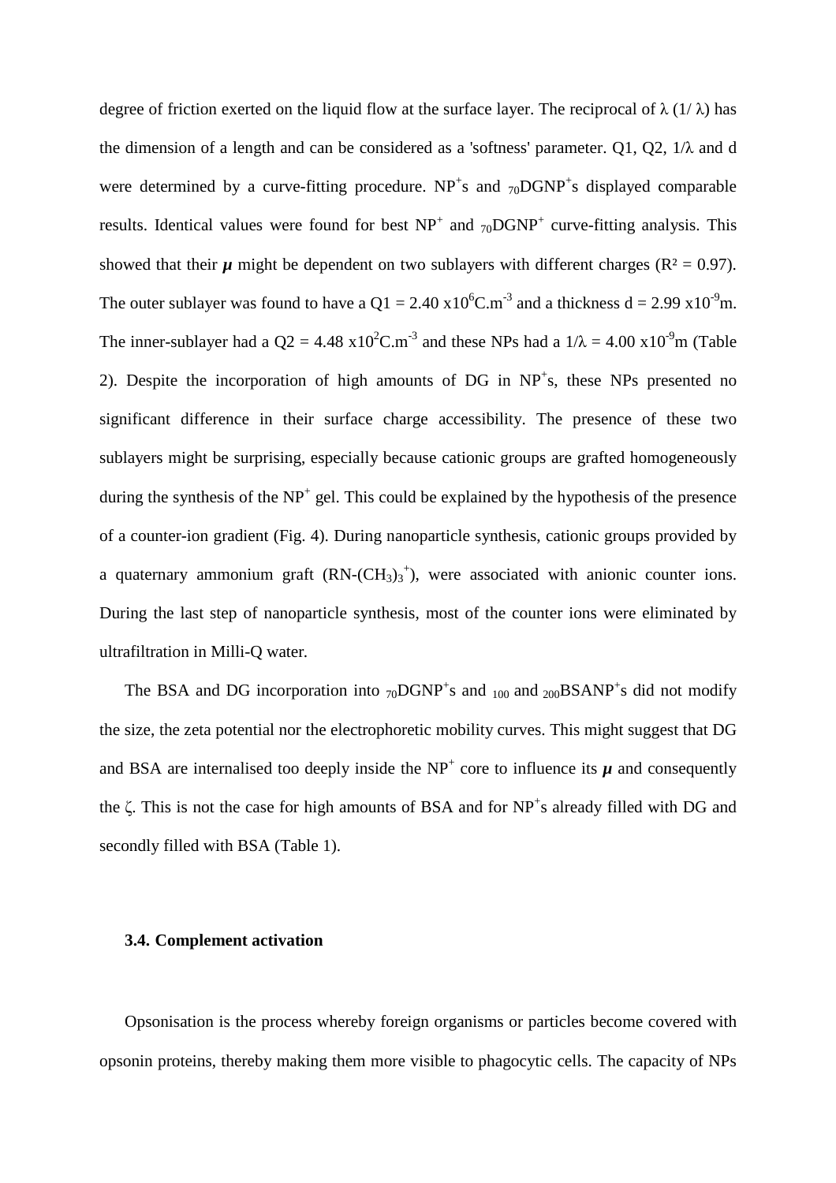degree of friction exerted on the liquid flow at the surface layer. The reciprocal of λ (1/ λ) has the dimension of a length and can be considered as a 'softness' parameter. Q1, Q2, 1/λ and d were determined by a curve-fitting procedure. $NP^+$s and $_{70}DGNP^+$s displayed comparable results. Identical values were found for best $NP^+$ and $_{70}DGNP^+$ curve-fitting analysis. This showed that their ***μ*** might be dependent on two sublayers with different charges ($R^2 = 0.97$). The outer sublayer was found to have a $Q1 = 2.40 \times 10^6 C.m^{-3}$ and a thickness $d = 2.99 \times 10^{-9}$m. The inner-sublayer had a $Q2 = 4.48 \times 10^2 C.m^{-3}$ and these NPs had a $1/\lambda = 4.00 \times 10^{-9}$m (Table 2). Despite the incorporation of high amounts of DG in $NP^+$s, these NPs presented no significant difference in their surface charge accessibility. The presence of these two sublayers might be surprising, especially because cationic groups are grafted homogeneously during the synthesis of the $NP^+$ gel. This could be explained by the hypothesis of the presence of a counter-ion gradient (Fig. 4). During nanoparticle synthesis, cationic groups provided by a quaternary ammonium graft ($RN\text{-}(CH_3)_3^+$), were associated with anionic counter ions. During the last step of nanoparticle synthesis, most of the counter ions were eliminated by ultrafiltration in Milli-Q water.

The BSA and DG incorporation into $_{70}DGNP^+$s and $_{100}$ and $_{200}BSANP^+$s did not modify the size, the zeta potential nor the electrophoretic mobility curves. This might suggest that DG and BSA are internalised too deeply inside the $NP^+$ core to influence its ***μ*** and consequently the ζ. This is not the case for high amounts of BSA and for $NP^+$s already filled with DG and secondly filled with BSA (Table 1).

### 3.4. Complement activation

Opsonisation is the process whereby foreign organisms or particles become covered with opsonin proteins, thereby making them more visible to phagocytic cells. The capacity of NPs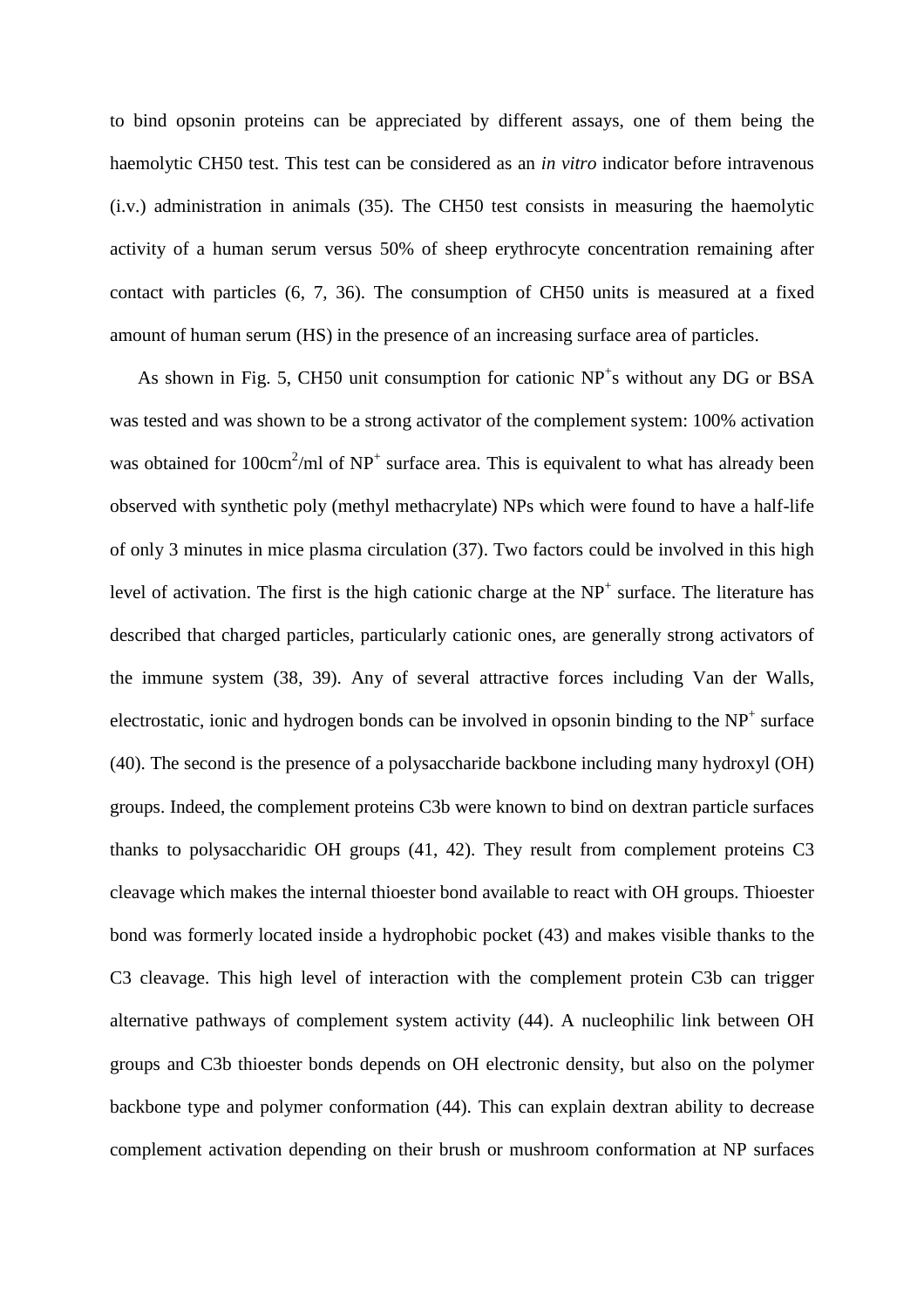to bind opsonin proteins can be appreciated by different assays, one of them being the haemolytic CH50 test. This test can be considered as an *in vitro* indicator before intravenous (i.v.) administration in animals (35). The CH50 test consists in measuring the haemolytic activity of a human serum versus 50% of sheep erythrocyte concentration remaining after contact with particles (6, 7, 36). The consumption of CH50 units is measured at a fixed amount of human serum (HS) in the presence of an increasing surface area of particles.

As shown in Fig. 5, CH50 unit consumption for cationic $NP^+$s without any DG or BSA was tested and was shown to be a strong activator of the complement system: 100% activation was obtained for $100cm^2$/ml of $NP^+$ surface area. This is equivalent to what has already been observed with synthetic poly (methyl methacrylate) NPs which were found to have a half-life of only 3 minutes in mice plasma circulation (37). Two factors could be involved in this high level of activation. The first is the high cationic charge at the $NP^+$ surface. The literature has described that charged particles, particularly cationic ones, are generally strong activators of the immune system (38, 39). Any of several attractive forces including Van der Walls, electrostatic, ionic and hydrogen bonds can be involved in opsonin binding to the $NP^+$ surface (40). The second is the presence of a polysaccharide backbone including many hydroxyl (OH) groups. Indeed, the complement proteins C3b were known to bind on dextran particle surfaces thanks to polysaccharidic OH groups (41, 42). They result from complement proteins C3 cleavage which makes the internal thioester bond available to react with OH groups. Thioester bond was formerly located inside a hydrophobic pocket (43) and makes visible thanks to the C3 cleavage. This high level of interaction with the complement protein C3b can trigger alternative pathways of complement system activity (44). A nucleophilic link between OH groups and C3b thioester bonds depends on OH electronic density, but also on the polymer backbone type and polymer conformation (44). This can explain dextran ability to decrease complement activation depending on their brush or mushroom conformation at NP surfaces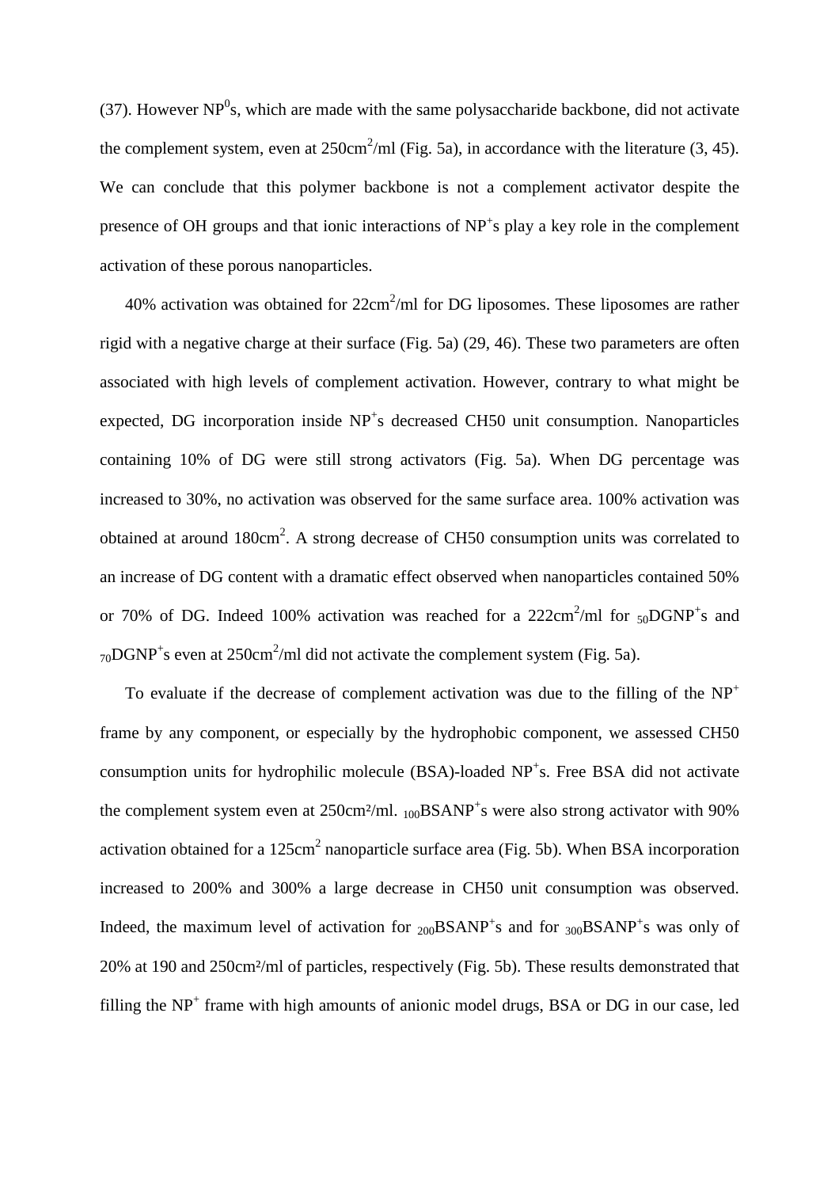(37). However $NP^0$s, which are made with the same polysaccharide backbone, did not activate the complement system, even at $250cm^2/ml$ (Fig. 5a), in accordance with the literature (3, 45). We can conclude that this polymer backbone is not a complement activator despite the presence of OH groups and that ionic interactions of $NP^+$s play a key role in the complement activation of these porous nanoparticles.

40% activation was obtained for $22cm^2/ml$ for DG liposomes. These liposomes are rather rigid with a negative charge at their surface (Fig. 5a) (29, 46). These two parameters are often associated with high levels of complement activation. However, contrary to what might be expected, DG incorporation inside $NP^+$s decreased CH50 unit consumption. Nanoparticles containing 10% of DG were still strong activators (Fig. 5a). When DG percentage was increased to 30%, no activation was observed for the same surface area. 100% activation was obtained at around $180cm^2$. A strong decrease of CH50 consumption units was correlated to an increase of DG content with a dramatic effect observed when nanoparticles contained 50% or 70% of DG. Indeed 100% activation was reached for a $222cm^2/ml$ for $_{50}DGNP^+$s and $_{70}DGNP^+$s even at $250cm^2/ml$ did not activate the complement system (Fig. 5a).

To evaluate if the decrease of complement activation was due to the filling of the $NP^+$ frame by any component, or especially by the hydrophobic component, we assessed CH50 consumption units for hydrophilic molecule (BSA)-loaded $NP^+$s. Free BSA did not activate the complement system even at $250cm^2/ml$. $_{100}BSANP^+$s were also strong activator with 90% activation obtained for a $125cm^2$ nanoparticle surface area (Fig. 5b). When BSA incorporation increased to 200% and 300% a large decrease in CH50 unit consumption was observed. Indeed, the maximum level of activation for $_{200}BSANP^+$s and for $_{300}BSANP^+$s was only of 20% at 190 and $250cm^2/ml$ of particles, respectively (Fig. 5b). These results demonstrated that filling the $NP^+$ frame with high amounts of anionic model drugs, BSA or DG in our case, led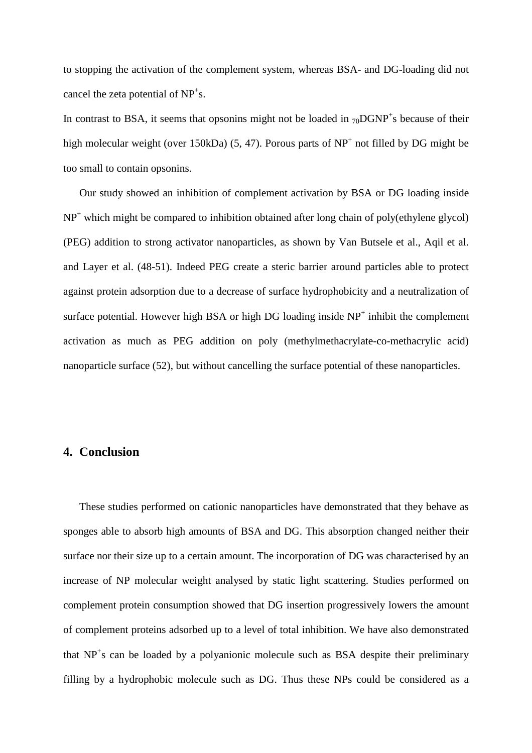to stopping the activation of the complement system, whereas BSA- and DG-loading did not cancel the zeta potential of $NP^+$s.

In contrast to BSA, it seems that opsonins might not be loaded in $_{70}DGNP^+$s because of their high molecular weight (over 150kDa) (5, 47). Porous parts of $NP^+$ not filled by DG might be too small to contain opsonins.

Our study showed an inhibition of complement activation by BSA or DG loading inside $NP^+$ which might be compared to inhibition obtained after long chain of poly(ethylene glycol) (PEG) addition to strong activator nanoparticles, as shown by Van Butsele et al., Aqil et al. and Layer et al. (48-51). Indeed PEG create a steric barrier around particles able to protect against protein adsorption due to a decrease of surface hydrophobicity and a neutralization of surface potential. However high BSA or high DG loading inside $NP^+$ inhibit the complement activation as much as PEG addition on poly (methylmethacrylate-co-methacrylic acid) nanoparticle surface (52), but without cancelling the surface potential of these nanoparticles.

## 4. Conclusion

These studies performed on cationic nanoparticles have demonstrated that they behave as sponges able to absorb high amounts of BSA and DG. This absorption changed neither their surface nor their size up to a certain amount. The incorporation of DG was characterised by an increase of NP molecular weight analysed by static light scattering. Studies performed on complement protein consumption showed that DG insertion progressively lowers the amount of complement proteins adsorbed up to a level of total inhibition. We have also demonstrated that $NP^+$s can be loaded by a polyanionic molecule such as BSA despite their preliminary filling by a hydrophobic molecule such as DG. Thus these NPs could be considered as a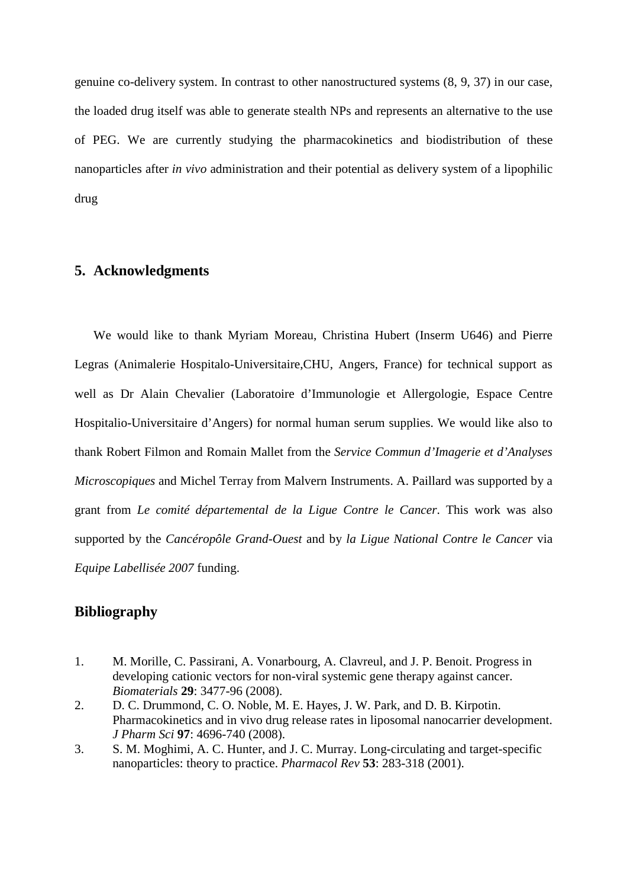genuine co-delivery system. In contrast to other nanostructured systems (8, 9, 37) in our case, the loaded drug itself was able to generate stealth NPs and represents an alternative to the use of PEG. We are currently studying the pharmacokinetics and biodistribution of these nanoparticles after *in vivo* administration and their potential as delivery system of a lipophilic drug

## 5. Acknowledgments

We would like to thank Myriam Moreau, Christina Hubert (Inserm U646) and Pierre Legras (Animalerie Hospitalo-Universitaire,CHU, Angers, France) for technical support as well as Dr Alain Chevalier (Laboratoire d'Immunologie et Allergologie, Espace Centre Hospitalio-Universitaire d'Angers) for normal human serum supplies. We would like also to thank Robert Filmon and Romain Mallet from the *Service Commun d'Imagerie et d'Analyses Microscopiques* and Michel Terray from Malvern Instruments. A. Paillard was supported by a grant from *Le comité départemental de la Ligue Contre le Cancer*. This work was also supported by the *Cancéropôle Grand-Ouest* and by *la Ligue National Contre le Cancer* via *Equipe Labellisée 2007* funding.

## Bibliography

1. M. Morille, C. Passirani, A. Vonarbourg, A. Clavreul, and J. P. Benoit. Progress in developing cationic vectors for non-viral systemic gene therapy against cancer. *Biomaterials* **29**: 3477-96 (2008).
2. D. C. Drummond, C. O. Noble, M. E. Hayes, J. W. Park, and D. B. Kirpotin. Pharmacokinetics and in vivo drug release rates in liposomal nanocarrier development. *J Pharm Sci* **97**: 4696-740 (2008).
3. S. M. Moghimi, A. C. Hunter, and J. C. Murray. Long-circulating and target-specific nanoparticles: theory to practice. *Pharmacol Rev* **53**: 283-318 (2001).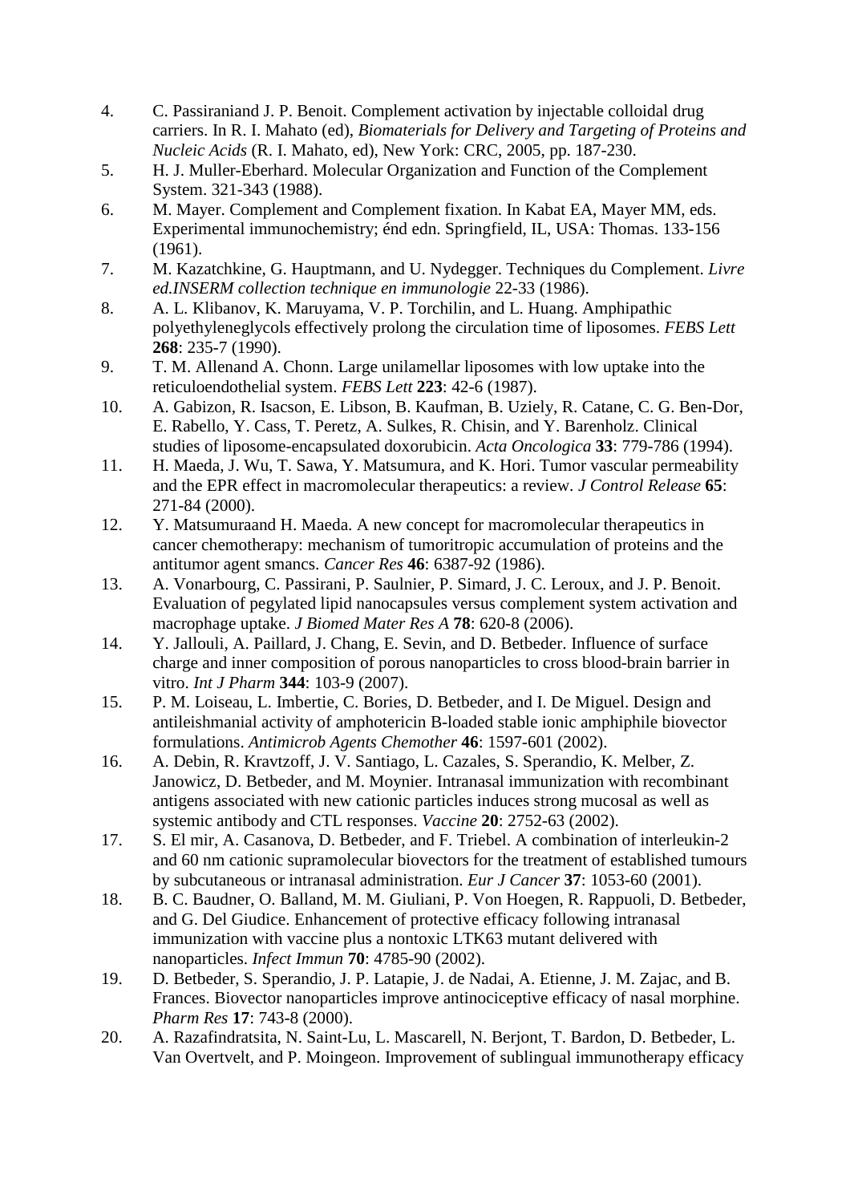4. C. Passiraniand J. P. Benoit. Complement activation by injectable colloidal drug carriers. In R. I. Mahato (ed), *Biomaterials for Delivery and Targeting of Proteins and Nucleic Acids* (R. I. Mahato, ed), New York: CRC, 2005, pp. 187-230.
5. H. J. Muller-Eberhard. Molecular Organization and Function of the Complement System. 321-343 (1988).
6. M. Mayer. Complement and Complement fixation. In Kabat EA, Mayer MM, eds. Experimental immunochemistry; énd edn. Springfield, IL, USA: Thomas. 133-156 (1961).
7. M. Kazatchkine, G. Hauptmann, and U. Nydegger. Techniques du Complement. *Livre ed.INSERM collection technique en immunologie* 22-33 (1986).
8. A. L. Klibanov, K. Maruyama, V. P. Torchilin, and L. Huang. Amphipathic polyethyleneglycols effectively prolong the circulation time of liposomes. *FEBS Lett* **268**: 235-7 (1990).
9. T. M. Allenand A. Chonn. Large unilamellar liposomes with low uptake into the reticuloendothelial system. *FEBS Lett* **223**: 42-6 (1987).
10. A. Gabizon, R. Isacson, E. Libson, B. Kaufman, B. Uziely, R. Catane, C. G. Ben-Dor, E. Rabello, Y. Cass, T. Peretz, A. Sulkes, R. Chisin, and Y. Barenholz. Clinical studies of liposome-encapsulated doxorubicin. *Acta Oncologica* **33**: 779-786 (1994).
11. H. Maeda, J. Wu, T. Sawa, Y. Matsumura, and K. Hori. Tumor vascular permeability and the EPR effect in macromolecular therapeutics: a review. *J Control Release* **65**: 271-84 (2000).
12. Y. Matsumuraand H. Maeda. A new concept for macromolecular therapeutics in cancer chemotherapy: mechanism of tumoritropic accumulation of proteins and the antitumor agent smancs. *Cancer Res* **46**: 6387-92 (1986).
13. A. Vonarbourg, C. Passirani, P. Saulnier, P. Simard, J. C. Leroux, and J. P. Benoit. Evaluation of pegylated lipid nanocapsules versus complement system activation and macrophage uptake. *J Biomed Mater Res A* **78**: 620-8 (2006).
14. Y. Jallouli, A. Paillard, J. Chang, E. Sevin, and D. Betbeder. Influence of surface charge and inner composition of porous nanoparticles to cross blood-brain barrier in vitro. *Int J Pharm* **344**: 103-9 (2007).
15. P. M. Loiseau, L. Imbertie, C. Bories, D. Betbeder, and I. De Miguel. Design and antileishmanial activity of amphotericin B-loaded stable ionic amphiphile biovector formulations. *Antimicrob Agents Chemother* **46**: 1597-601 (2002).
16. A. Debin, R. Kravtzoff, J. V. Santiago, L. Cazales, S. Sperandio, K. Melber, Z. Janowicz, D. Betbeder, and M. Moynier. Intranasal immunization with recombinant antigens associated with new cationic particles induces strong mucosal as well as systemic antibody and CTL responses. *Vaccine* **20**: 2752-63 (2002).
17. S. El mir, A. Casanova, D. Betbeder, and F. Triebel. A combination of interleukin-2 and 60 nm cationic supramolecular biovectors for the treatment of established tumours by subcutaneous or intranasal administration. *Eur J Cancer* **37**: 1053-60 (2001).
18. B. C. Baudner, O. Balland, M. M. Giuliani, P. Von Hoegen, R. Rappuoli, D. Betbeder, and G. Del Giudice. Enhancement of protective efficacy following intranasal immunization with vaccine plus a nontoxic LTK63 mutant delivered with nanoparticles. *Infect Immun* **70**: 4785-90 (2002).
19. D. Betbeder, S. Sperandio, J. P. Latapie, J. de Nadai, A. Etienne, J. M. Zajac, and B. Frances. Biovector nanoparticles improve antinociceptive efficacy of nasal morphine. *Pharm Res* **17**: 743-8 (2000).
20. A. Razafindratsita, N. Saint-Lu, L. Mascarell, N. Berjont, T. Bardon, D. Betbeder, L. Van Overtvelt, and P. Moingeon. Improvement of sublingual immunotherapy efficacy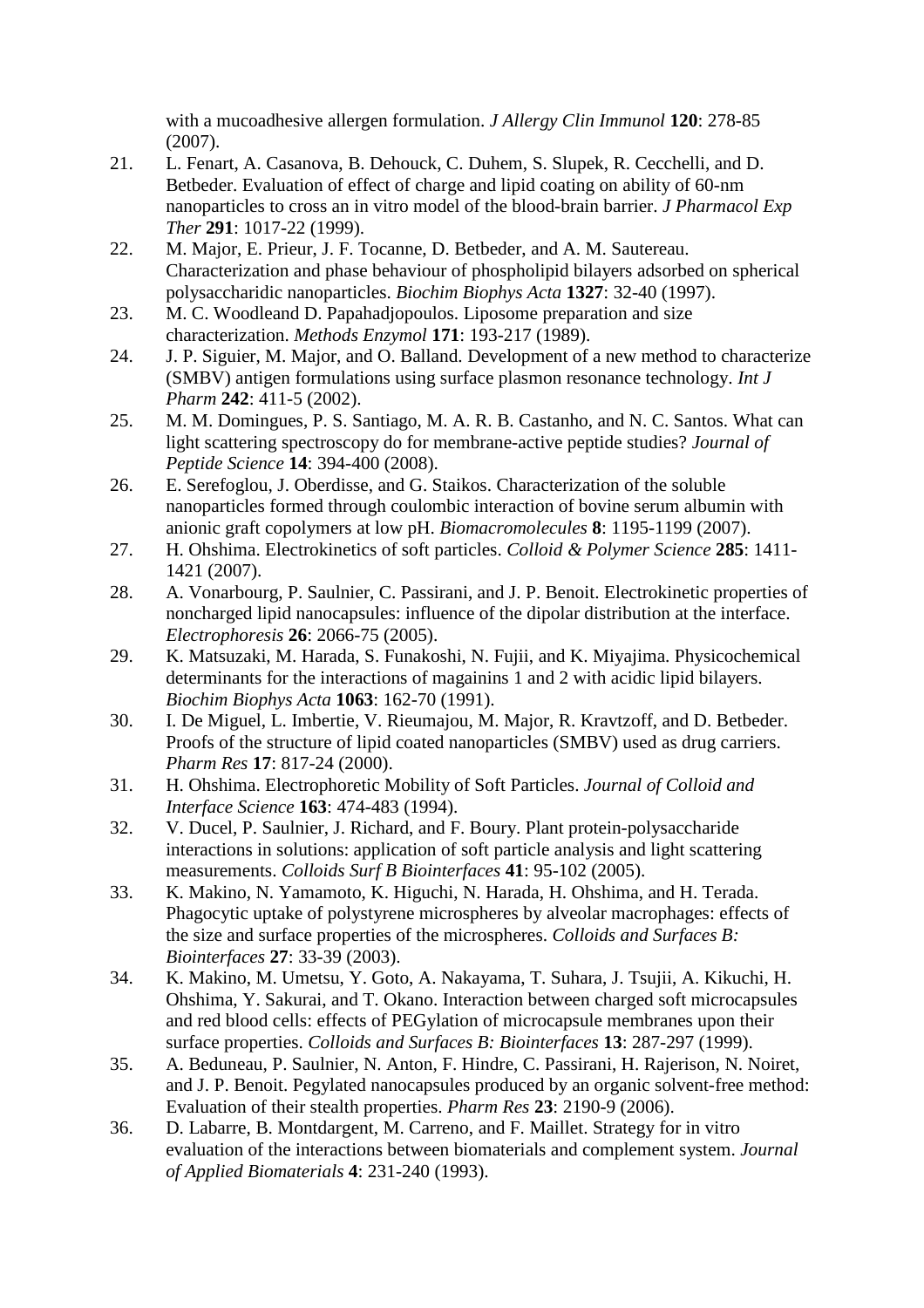with a mucoadhesive allergen formulation. *J Allergy Clin Immunol* **120**: 278-85 (2007).

21. L. Fenart, A. Casanova, B. Dehouck, C. Duhem, S. Slupek, R. Cecchelli, and D. Betbeder. Evaluation of effect of charge and lipid coating on ability of 60-nm nanoparticles to cross an in vitro model of the blood-brain barrier. *J Pharmacol Exp Ther* **291**: 1017-22 (1999).
22. M. Major, E. Prieur, J. F. Tocanne, D. Betbeder, and A. M. Sautereau. Characterization and phase behaviour of phospholipid bilayers adsorbed on spherical polysaccharidic nanoparticles. *Biochim Biophys Acta* **1327**: 32-40 (1997).
23. M. C. Woodleand D. Papahadjopoulos. Liposome preparation and size characterization. *Methods Enzymol* **171**: 193-217 (1989).
24. J. P. Siguier, M. Major, and O. Balland. Development of a new method to characterize (SMBV) antigen formulations using surface plasmon resonance technology. *Int J Pharm* **242**: 411-5 (2002).
25. M. M. Domingues, P. S. Santiago, M. A. R. B. Castanho, and N. C. Santos. What can light scattering spectroscopy do for membrane-active peptide studies? *Journal of Peptide Science* **14**: 394-400 (2008).
26. E. Serefoglou, J. Oberdisse, and G. Staikos. Characterization of the soluble nanoparticles formed through coulombic interaction of bovine serum albumin with anionic graft copolymers at low pH. *Biomacromolecules* **8**: 1195-1199 (2007).
27. H. Ohshima. Electrokinetics of soft particles. *Colloid & Polymer Science* **285**: 1411-1421 (2007).
28. A. Vonarbourg, P. Saulnier, C. Passirani, and J. P. Benoit. Electrokinetic properties of noncharged lipid nanocapsules: influence of the dipolar distribution at the interface. *Electrophoresis* **26**: 2066-75 (2005).
29. K. Matsuzaki, M. Harada, S. Funakoshi, N. Fujii, and K. Miyajima. Physicochemical determinants for the interactions of magainins 1 and 2 with acidic lipid bilayers. *Biochim Biophys Acta* **1063**: 162-70 (1991).
30. I. De Miguel, L. Imbertie, V. Rieumajou, M. Major, R. Kravtzoff, and D. Betbeder. Proofs of the structure of lipid coated nanoparticles (SMBV) used as drug carriers. *Pharm Res* **17**: 817-24 (2000).
31. H. Ohshima. Electrophoretic Mobility of Soft Particles. *Journal of Colloid and Interface Science* **163**: 474-483 (1994).
32. V. Ducel, P. Saulnier, J. Richard, and F. Boury. Plant protein-polysaccharide interactions in solutions: application of soft particle analysis and light scattering measurements. *Colloids Surf B Biointerfaces* **41**: 95-102 (2005).
33. K. Makino, N. Yamamoto, K. Higuchi, N. Harada, H. Ohshima, and H. Terada. Phagocytic uptake of polystyrene microspheres by alveolar macrophages: effects of the size and surface properties of the microspheres. *Colloids and Surfaces B: Biointerfaces* **27**: 33-39 (2003).
34. K. Makino, M. Umetsu, Y. Goto, A. Nakayama, T. Suhara, J. Tsujii, A. Kikuchi, H. Ohshima, Y. Sakurai, and T. Okano. Interaction between charged soft microcapsules and red blood cells: effects of PEGylation of microcapsule membranes upon their surface properties. *Colloids and Surfaces B: Biointerfaces* **13**: 287-297 (1999).
35. A. Beduneau, P. Saulnier, N. Anton, F. Hindre, C. Passirani, H. Rajerison, N. Noiret, and J. P. Benoit. Pegylated nanocapsules produced by an organic solvent-free method: Evaluation of their stealth properties. *Pharm Res* **23**: 2190-9 (2006).
36. D. Labarre, B. Montdargent, M. Carreno, and F. Maillet. Strategy for in vitro evaluation of the interactions between biomaterials and complement system. *Journal of Applied Biomaterials* **4**: 231-240 (1993).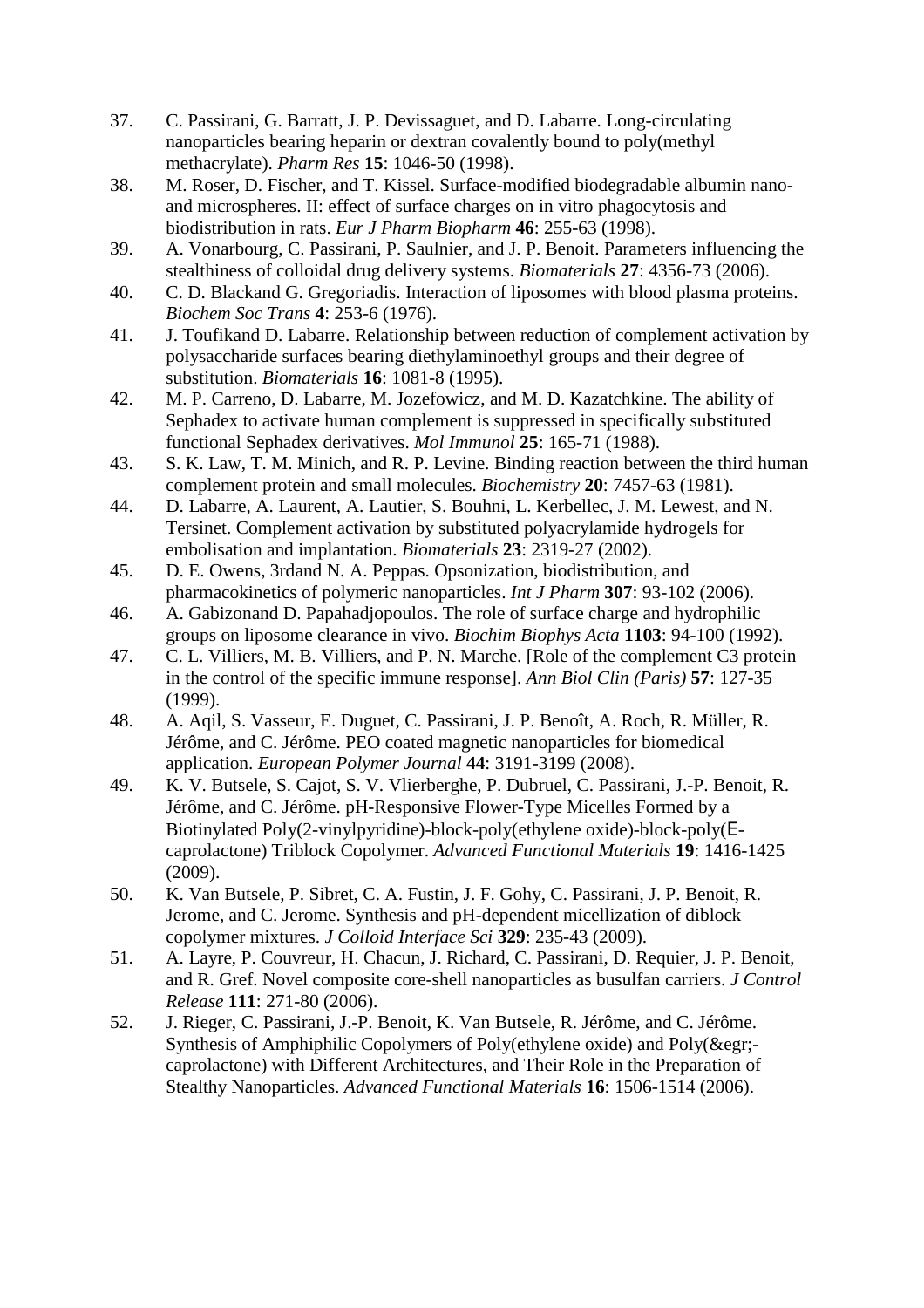37. C. Passirani, G. Barratt, J. P. Devissaguet, and D. Labarre. Long-circulating nanoparticles bearing heparin or dextran covalently bound to poly(methyl methacrylate). *Pharm Res* **15**: 1046-50 (1998).
38. M. Roser, D. Fischer, and T. Kissel. Surface-modified biodegradable albumin nano- and microspheres. II: effect of surface charges on in vitro phagocytosis and biodistribution in rats. *Eur J Pharm Biopharm* **46**: 255-63 (1998).
39. A. Vonarbourg, C. Passirani, P. Saulnier, and J. P. Benoit. Parameters influencing the stealthiness of colloidal drug delivery systems. *Biomaterials* **27**: 4356-73 (2006).
40. C. D. Blackand G. Gregoriadis. Interaction of liposomes with blood plasma proteins. *Biochem Soc Trans* **4**: 253-6 (1976).
41. J. Toufikand D. Labarre. Relationship between reduction of complement activation by polysaccharide surfaces bearing diethylaminoethyl groups and their degree of substitution. *Biomaterials* **16**: 1081-8 (1995).
42. M. P. Carreno, D. Labarre, M. Jozefowicz, and M. D. Kazatchkine. The ability of Sephadex to activate human complement is suppressed in specifically substituted functional Sephadex derivatives. *Mol Immunol* **25**: 165-71 (1988).
43. S. K. Law, T. M. Minich, and R. P. Levine. Binding reaction between the third human complement protein and small molecules. *Biochemistry* **20**: 7457-63 (1981).
44. D. Labarre, A. Laurent, A. Lautier, S. Bouhni, L. Kerbellec, J. M. Lewest, and N. Tersinet. Complement activation by substituted polyacrylamide hydrogels for embolisation and implantation. *Biomaterials* **23**: 2319-27 (2002).
45. D. E. Owens, 3rdand N. A. Peppas. Opsonization, biodistribution, and pharmacokinetics of polymeric nanoparticles. *Int J Pharm* **307**: 93-102 (2006).
46. A. Gabizonand D. Papahadjopoulos. The role of surface charge and hydrophilic groups on liposome clearance in vivo. *Biochim Biophys Acta* **1103**: 94-100 (1992).
47. C. L. Villiers, M. B. Villiers, and P. N. Marche. [Role of the complement C3 protein in the control of the specific immune response]. *Ann Biol Clin (Paris)* **57**: 127-35 (1999).
48. A. Aqil, S. Vasseur, E. Duguet, C. Passirani, J. P. Benoît, A. Roch, R. Müller, R. Jérôme, and C. Jérôme. PEO coated magnetic nanoparticles for biomedical application. *European Polymer Journal* **44**: 3191-3199 (2008).
49. K. V. Butsele, S. Cajot, S. V. Vlierberghe, P. Dubruel, C. Passirani, J.-P. Benoit, R. Jérôme, and C. Jérôme. pH-Responsive Flower-Type Micelles Formed by a Biotinylated Poly(2-vinylpyridine)-block-poly(ethylene oxide)-block-poly(ε-caprolactone) Triblock Copolymer. *Advanced Functional Materials* **19**: 1416-1425 (2009).
50. K. Van Butsele, P. Sibret, C. A. Fustin, J. F. Gohy, C. Passirani, J. P. Benoit, R. Jerome, and C. Jerome. Synthesis and pH-dependent micellization of diblock copolymer mixtures. *J Colloid Interface Sci* **329**: 235-43 (2009).
51. A. Layre, P. Couvreur, H. Chacun, J. Richard, C. Passirani, D. Requier, J. P. Benoit, and R. Gref. Novel composite core-shell nanoparticles as busulfan carriers. *J Control Release* **111**: 271-80 (2006).
52. J. Rieger, C. Passirani, J.-P. Benoit, K. Van Butsele, R. Jérôme, and C. Jérôme. Synthesis of Amphiphilic Copolymers of Poly(ethylene oxide) and Poly(&egr;-caprolactone) with Different Architectures, and Their Role in the Preparation of Stealthy Nanoparticles. *Advanced Functional Materials* **16**: 1506-1514 (2006).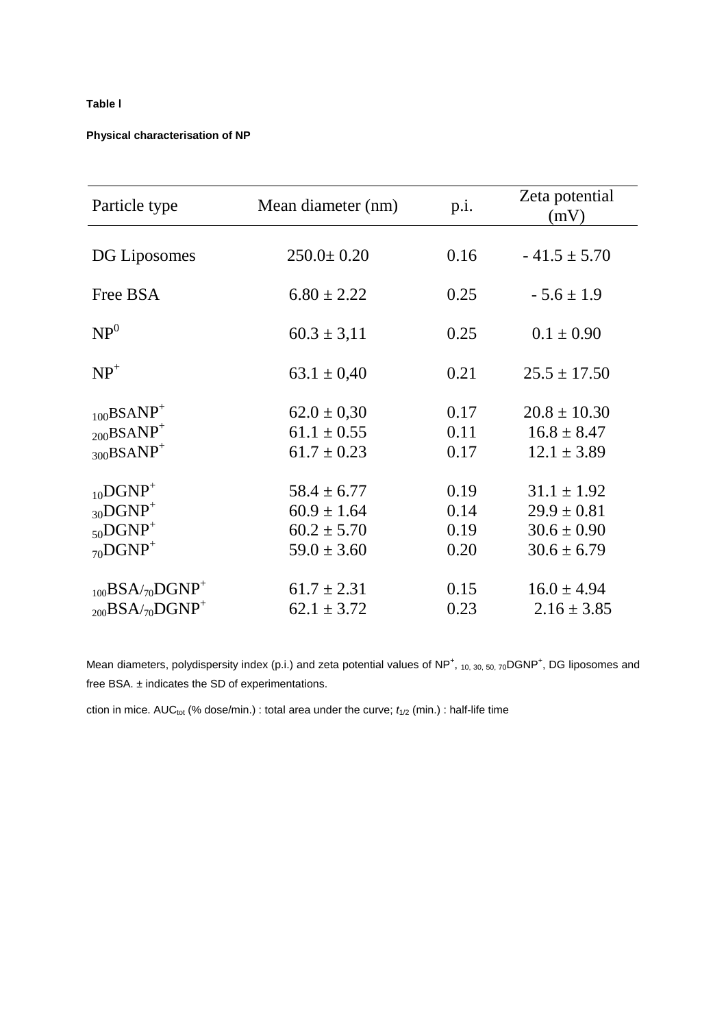**Table I**

**Physical characterisation of NP**

| Particle type | Mean diameter (nm) | p.i. | Zeta potential (mV) |
|---|---|---|---|
| DG Liposomes | 250.0± 0.20 | 0.16 | - 41.5 ± 5.70 |
| Free BSA | 6.80 ± 2.22 | 0.25 | - 5.6 ± 1.9 |
| $NP^0$ | 60.3 ± 3,11 | 0.25 | 0.1 ± 0.90 |
| $NP^+$ | 63.1 ± 0,40 | 0.21 | 25.5 ± 17.50 |
| $_{100}BSANP^+$ | 62.0 ± 0,30 | 0.17 | 20.8 ± 10.30 |
| $_{200}BSANP^+$ | 61.1 ± 0.55 | 0.11 | 16.8 ± 8.47 |
| $_{300}BSANP^+$ | 61.7 ± 0.23 | 0.17 | 12.1 ± 3.89 |
| $_{10}DGNP^+$ | 58.4 ± 6.77 | 0.19 | 31.1 ± 1.92 |
| $_{30}DGNP^+$ | 60.9 ± 1.64 | 0.14 | 29.9 ± 0.81 |
| $_{50}DGNP^+$ | 60.2 ± 5.70 | 0.19 | 30.6 ± 0.90 |
| $_{70}DGNP^+$ | 59.0 ± 3.60 | 0.20 | 30.6 ± 6.79 |
| $_{100}BSA/_{70}DGNP^+$ | 61.7 ± 2.31 | 0.15 | 16.0 ± 4.94 |
| $_{200}BSA/_{70}DGNP^+$ | 62.1 ± 3.72 | 0.23 | 2.16 ± 3.85 |

Mean diameters, polydispersity index (p.i.) and zeta potential values of $NP^+$, $_{10,\,30,\,50,\,70}DGNP^+$, DG liposomes and free BSA. ± indicates the SD of experimentations.

ction in mice. $AUC_{tot}$ (% dose/min.) : total area under the curve; $t_{1/2}$ (min.) : half-life time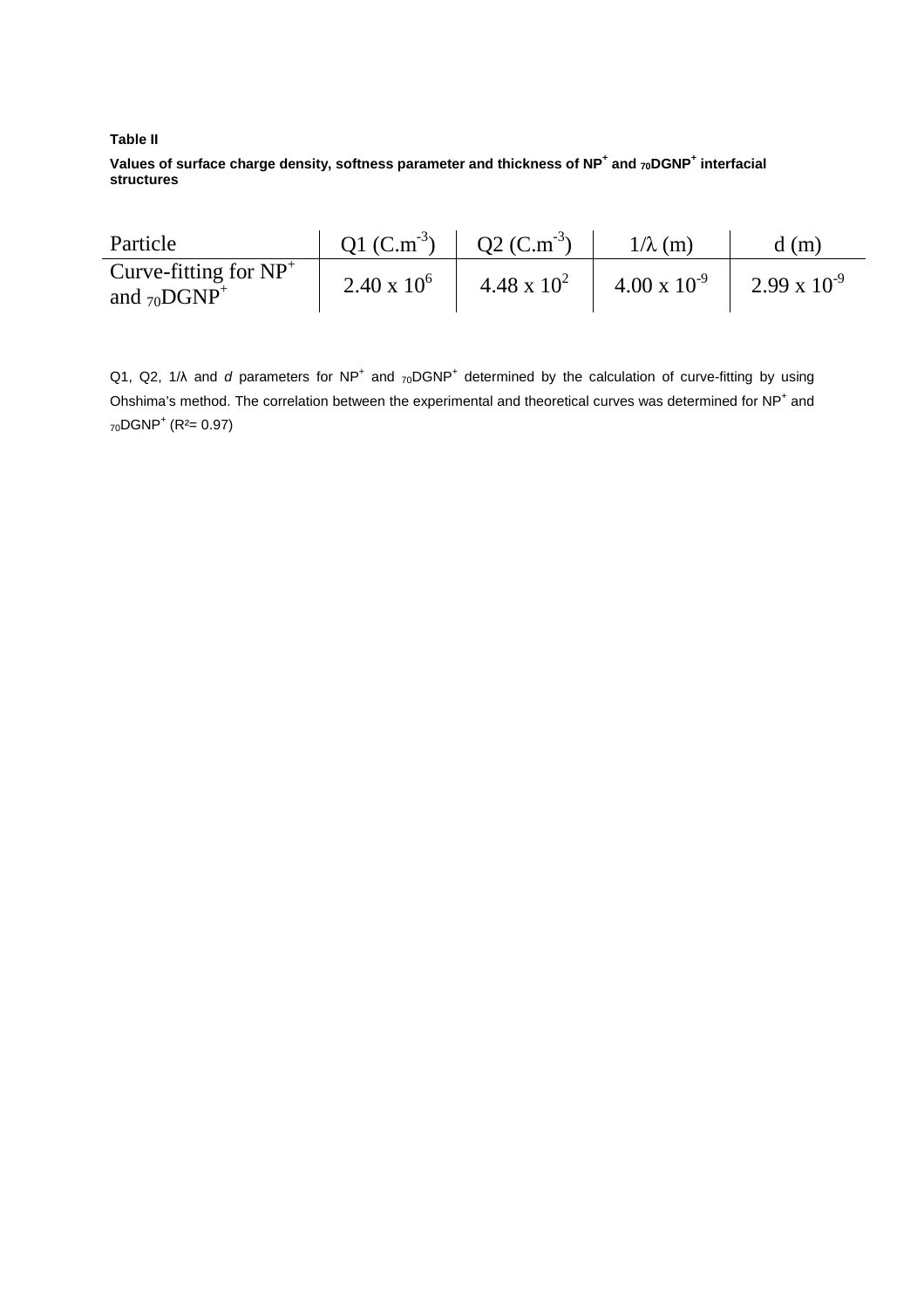**Table II**

**Values of surface charge density, softness parameter and thickness of $NP^+$ and $_{70}DGNP^+$ interfacial structures**

| Particle | Q1 ($C.m^{-3}$) | Q2 ($C.m^{-3}$) | $1/\lambda$ (m) | d (m) |
|---|---|---|---|---|
| Curve-fitting for $NP^+$ and $_{70}DGNP^+$ | $2.40 \times 10^6$ | $4.48 \times 10^2$ | $4.00 \times 10^{-9}$ | $2.99 \times 10^{-9}$ |

Q1, Q2, $1/\lambda$ and *d* parameters for $NP^+$ and $_{70}DGNP^+$ determined by the calculation of curve-fitting by using Ohshima's method. The correlation between the experimental and theoretical curves was determined for $NP^+$ and $_{70}DGNP^+$ ($R^2 = 0.97$)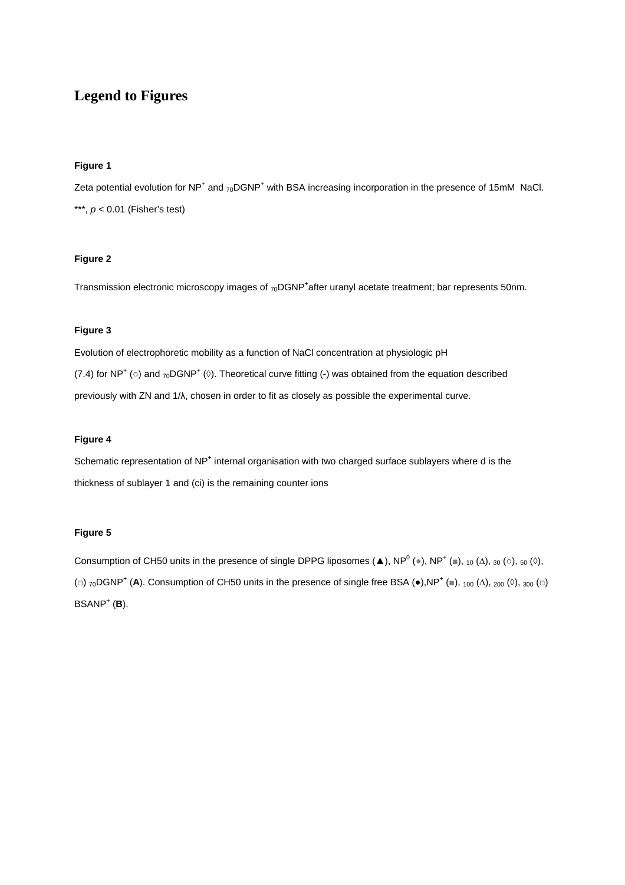# Legend to Figures

### Figure 1

Zeta potential evolution for $NP^+$ and $_{70}DGNP^+$ with BSA increasing incorporation in the presence of 15mM NaCl. ***, $p < 0.01$ (Fisher's test)

### Figure 2

Transmission electronic microscopy images of $_{70}DGNP^+$after uranyl acetate treatment; bar represents 50nm.

### Figure 3

Evolution of electrophoretic mobility as a function of NaCl concentration at physiologic pH (7.4) for $NP^+$ (○) and $_{70}DGNP^+$ (◊). Theoretical curve fitting (**-**) was obtained from the equation described previously with ZN and 1/λ, chosen in order to fit as closely as possible the experimental curve.

### Figure 4

Schematic representation of $NP^+$ internal organisation with two charged surface sublayers where d is the thickness of sublayer 1 and (ci) is the remaining counter ions

### Figure 5

Consumption of CH50 units in the presence of single DPPG liposomes (▲), $NP^0$ (●), $NP^+$ (■), $_{10}$ (Δ), $_{30}$ (○), $_{50}$ (◊), (□) $_{70}DGNP^+$ (**A**). Consumption of CH50 units in the presence of single free BSA (●),$NP^+$ (■), $_{100}$ (Δ), $_{200}$ (◊), $_{300}$ (□) $BSANP^+$ (**B**).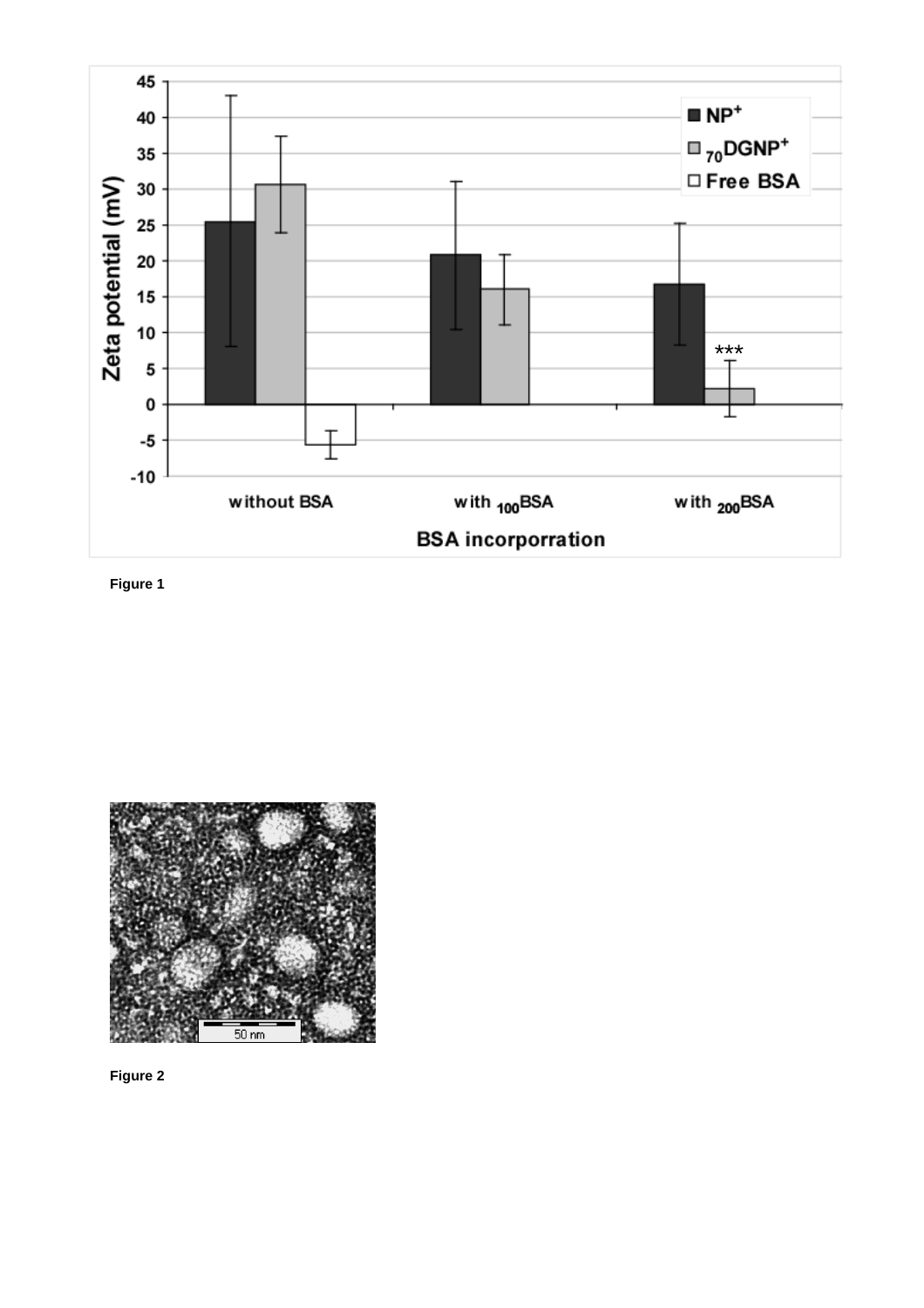Figure 1

Figure 2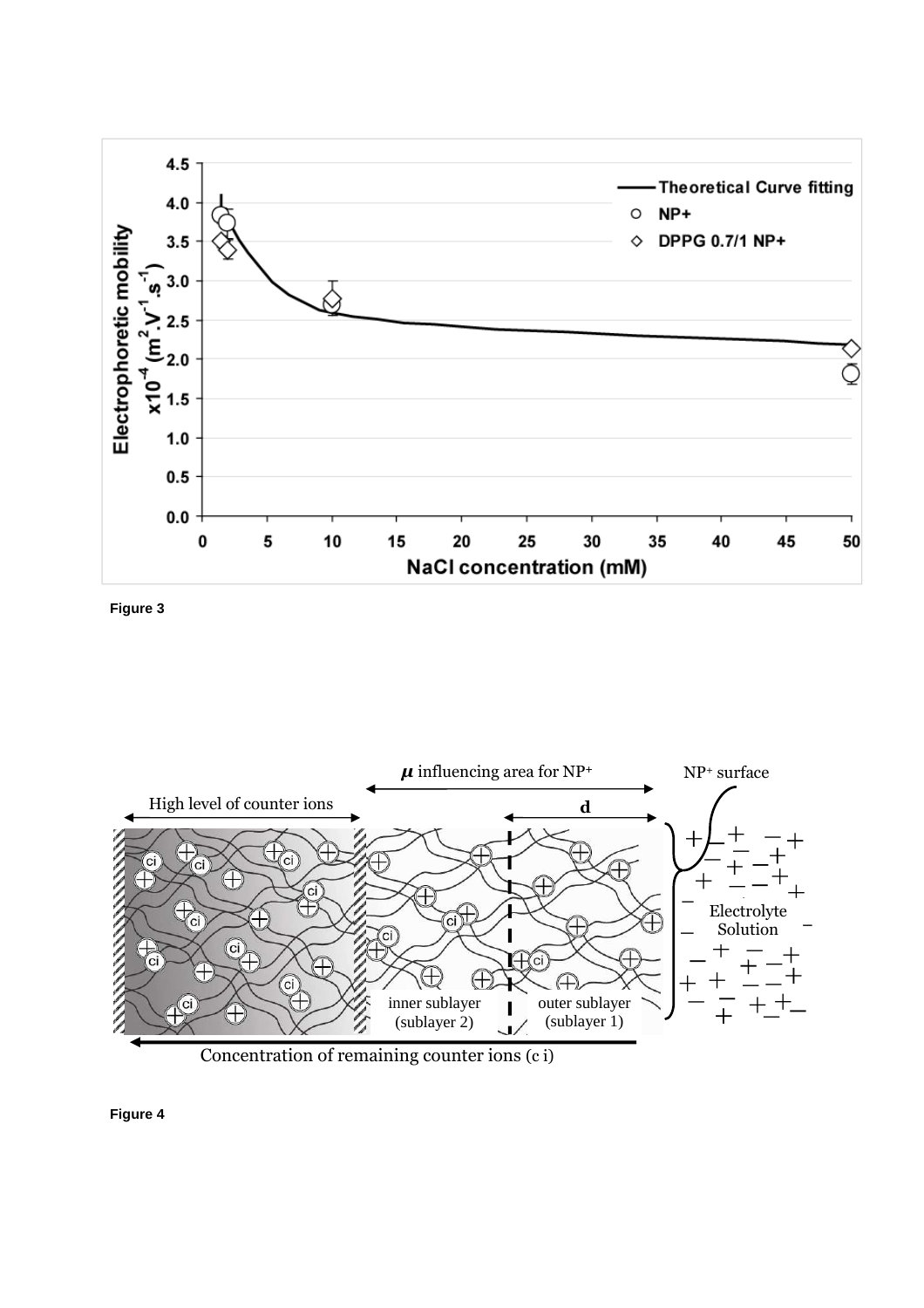Figure 3

Figure 4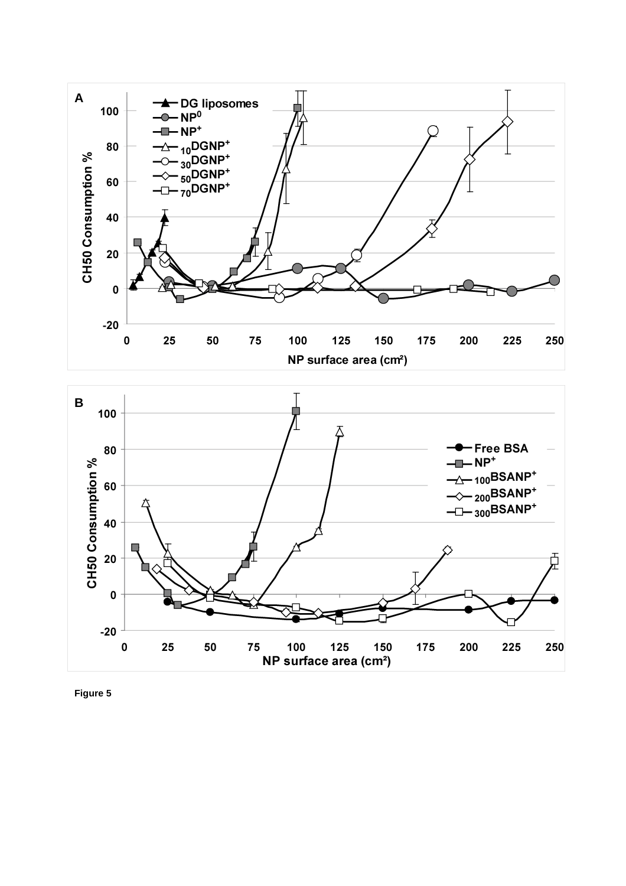A

CH50 Consumption %

100
80
60
40
20
0
-20

0 25 50 75 100 125 150 175 200 225 250

NP surface area (cm²)

DG liposomes

$NP^0$

$NP^+$

$_{10}DGNP^+$

$_{30}DGNP^+$

$_{50}DGNP^+$

$_{70}DGNP^+$

B

CH50 Consumption %

100
80
60
40
20
0
-20

0 25 50 75 100 125 150 175 200 225 250

NP surface area (cm²)

Free BSA

$NP^+$

$_{100}BSANP^+$

$_{200}BSANP^+$

$_{300}BSANP^+$

**Figure 5**